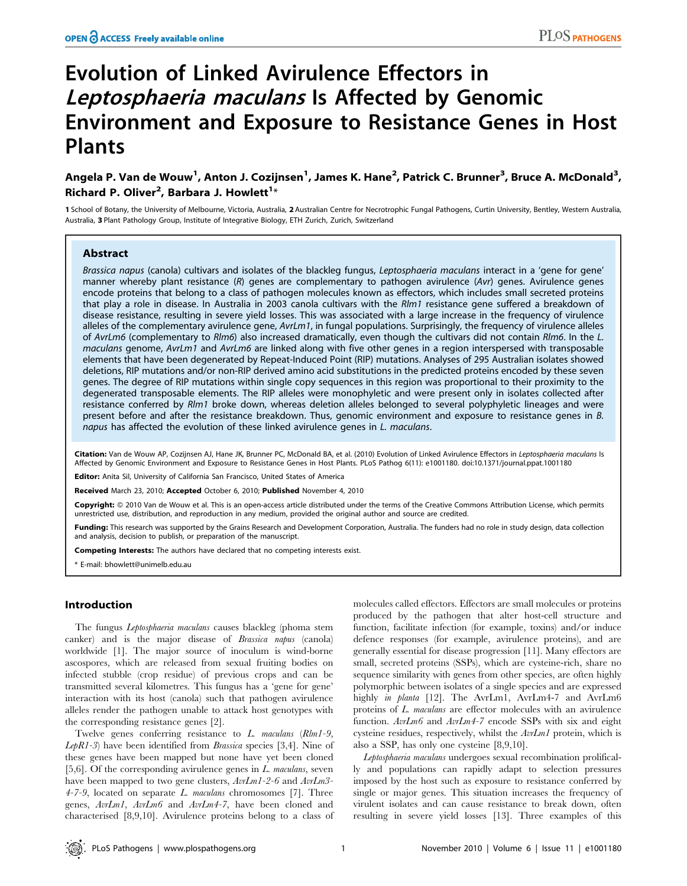# Evolution of Linked Avirulence Effectors in *Leptosphaeria maculans* Is Affected by Genomic Environment and Exposure to Resistance Genes in Host Plants

**Angela P. Van de Wouw[1], Anton J. Cozijnsen[1], James K. Hane[2], Patrick C. Brunner[3], Bruce A. McDonald[3], Richard P. Oliver[2], Barbara J. Howlett[1]***

1 School of Botany, the University of Melbourne, Victoria, Australia, 2 Australian Centre for Necrotrophic Fungal Pathogens, Curtin University, Bentley, Western Australia, Australia, 3 Plant Pathology Group, Institute of Integrative Biology, ETH Zurich, Zurich, Switzerland

## Abstract

*Brassica napus* (canola) cultivars and isolates of the blackleg fungus, *Leptosphaeria maculans* interact in a 'gene for gene' manner whereby plant resistance (*R*) genes are complementary to pathogen avirulence (*Avr*) genes. Avirulence genes encode proteins that belong to a class of pathogen molecules known as effectors, which includes small secreted proteins that play a role in disease. In Australia in 2003 canola cultivars with the *Rlm1* resistance gene suffered a breakdown of disease resistance, resulting in severe yield losses. This was associated with a large increase in the frequency of virulence alleles of the complementary avirulence gene, *AvrLm1*, in fungal populations. Surprisingly, the frequency of virulence alleles of *AvrLm6* (complementary to *Rlm6*) also increased dramatically, even though the cultivars did not contain *Rlm6*. In the *L. maculans* genome, *AvrLm1* and *AvrLm6* are linked along with five other genes in a region interspersed with transposable elements that have been degenerated by Repeat-Induced Point (RIP) mutations. Analyses of 295 Australian isolates showed deletions, RIP mutations and/or non-RIP derived amino acid substitutions in the predicted proteins encoded by these seven genes. The degree of RIP mutations within single copy sequences in this region was proportional to their proximity to the degenerated transposable elements. The RIP alleles were monophyletic and were present only in isolates collected after resistance conferred by *Rlm1* broke down, whereas deletion alleles belonged to several polyphyletic lineages and were present before and after the resistance breakdown. Thus, genomic environment and exposure to resistance genes in *B. napus* has affected the evolution of these linked avirulence genes in *L. maculans*.

**Citation:** Van de Wouw AP, Cozijnsen AJ, Hane JK, Brunner PC, McDonald BA, et al. (2010) Evolution of Linked Avirulence Effectors in *Leptosphaeria maculans* Is Affected by Genomic Environment and Exposure to Resistance Genes in Host Plants. PLoS Pathog 6(11): e1001180. doi:10.1371/journal.ppat.1001180

**Editor:** Anita Sil, University of California San Francisco, United States of America

**Received** March 23, 2010; **Accepted** October 6, 2010; **Published** November 4, 2010

**Copyright:** © 2010 Van de Wouw et al. This is an open-access article distributed under the terms of the Creative Commons Attribution License, which permits unrestricted use, distribution, and reproduction in any medium, provided the original author and source are credited.

**Funding:** This research was supported by the Grains Research and Development Corporation, Australia. The funders had no role in study design, data collection and analysis, decision to publish, or preparation of the manuscript.

**Competing Interests:** The authors have declared that no competing interests exist.

\* E-mail: bhowlett@unimelb.edu.au

## Introduction

The fungus *Leptosphaeria maculans* causes blackleg (phoma stem canker) and is the major disease of *Brassica napus* (canola) worldwide [1]. The major source of inoculum is wind-borne ascospores, which are released from sexual fruiting bodies on infected stubble (crop residue) of previous crops and can be transmitted several kilometres. This fungus has a 'gene for gene' interaction with its host (canola) such that pathogen avirulence alleles render the pathogen unable to attack host genotypes with the corresponding resistance genes [2].

Twelve genes conferring resistance to *L. maculans* (*Rlm1-9*, *LepR1-3*) have been identified from *Brassica* species [3,4]. Nine of these genes have been mapped but none have yet been cloned [5,6]. Of the corresponding avirulence genes in *L. maculans*, seven have been mapped to two gene clusters, *AvrLm1-2-6* and *AvrLm3-4-7-9*, located on separate *L. maculans* chromosomes [7]. Three genes, *AvrLm1*, *AvrLm6* and *AvrLm4-7*, have been cloned and characterised [8,9,10]. Avirulence proteins belong to a class of molecules called effectors. Effectors are small molecules or proteins produced by the pathogen that alter host-cell structure and function, facilitate infection (for example, toxins) and/or induce defence responses (for example, avirulence proteins), and are generally essential for disease progression [11]. Many effectors are small, secreted proteins (SSPs), which are cysteine-rich, share no sequence similarity with genes from other species, are often highly polymorphic between isolates of a single species and are expressed highly *in planta* [12]. The AvrLm1, AvrLm4-7 and AvrLm6 proteins of *L. maculans* are effector molecules with an avirulence function. *AvrLm6* and *AvrLm4-7* encode SSPs with six and eight cysteine residues, respectively, whilst the *AvrLm1* protein, which is also a SSP, has only one cysteine [8,9,10].

*Leptosphaeria maculans* undergoes sexual recombination prolifically and populations can rapidly adapt to selection pressures imposed by the host such as exposure to resistance conferred by single or major genes. This situation increases the frequency of virulent isolates and can cause resistance to break down, often resulting in severe yield losses [13]. Three examples of this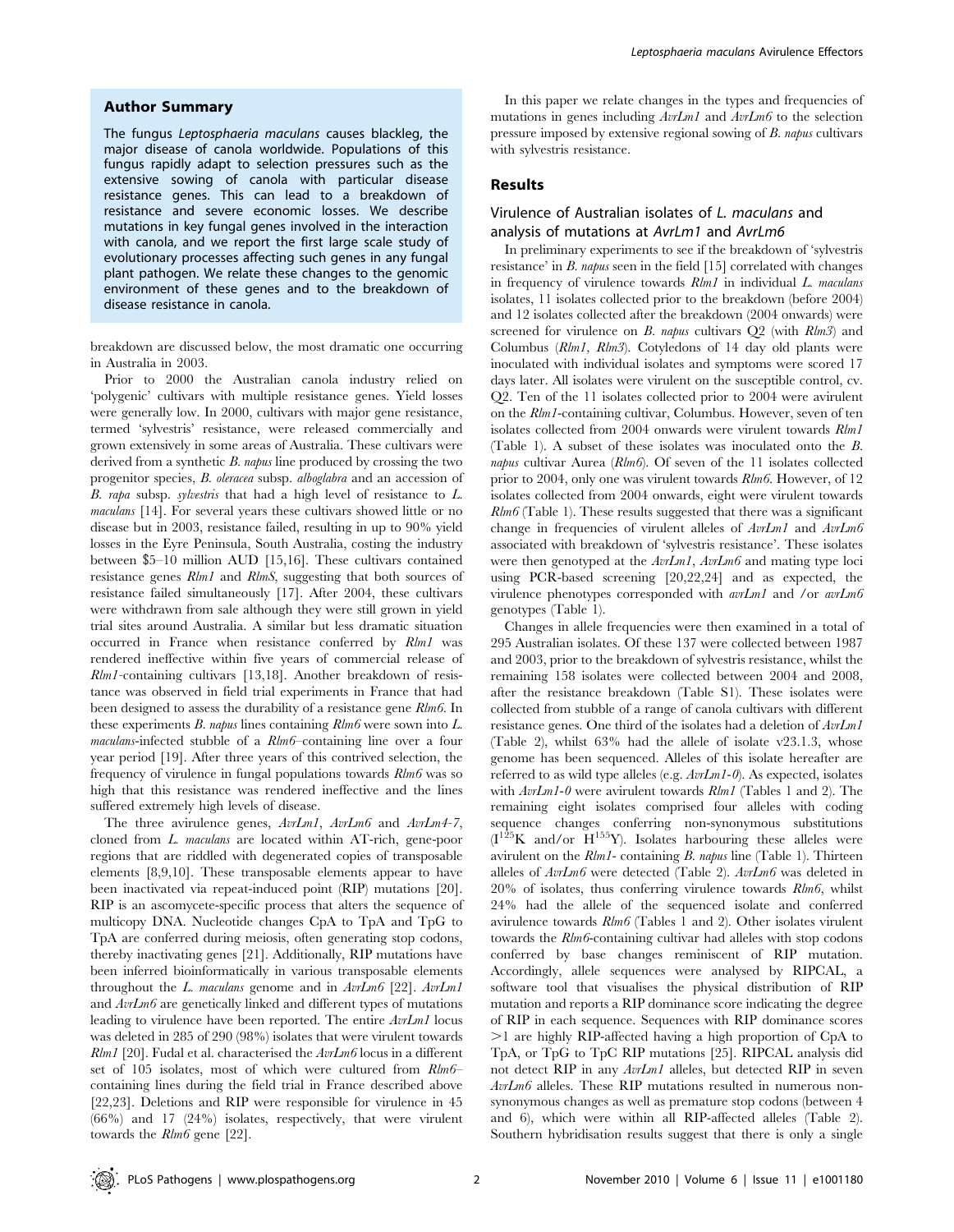## Author Summary

The fungus *Leptosphaeria maculans* causes blackleg, the major disease of canola worldwide. Populations of this fungus rapidly adapt to selection pressures such as the extensive sowing of canola with particular disease resistance genes. This can lead to a breakdown of resistance and severe economic losses. We describe mutations in key fungal genes involved in the interaction with canola, and we report the first large scale study of evolutionary processes affecting such genes in any fungal plant pathogen. We relate these changes to the genomic environment of these genes and to the breakdown of disease resistance in canola.

breakdown are discussed below, the most dramatic one occurring in Australia in 2003.

Prior to 2000 the Australian canola industry relied on 'polygenic' cultivars with multiple resistance genes. Yield losses were generally low. In 2000, cultivars with major gene resistance, termed 'sylvestris' resistance, were released commercially and grown extensively in some areas of Australia. These cultivars were derived from a synthetic *B. napus* line produced by crossing the two progenitor species, *B. oleracea* subsp. *alboglabra* and an accession of *B. rapa* subsp. *sylvestris* that had a high level of resistance to *L. maculans* [14]. For several years these cultivars showed little or no disease but in 2003, resistance failed, resulting in up to 90% yield losses in the Eyre Peninsula, South Australia, costing the industry between \$5–10 million AUD [15,16]. These cultivars contained resistance genes *Rlm1* and *RlmS*, suggesting that both sources of resistance failed simultaneously [17]. After 2004, these cultivars were withdrawn from sale although they were still grown in yield trial sites around Australia. A similar but less dramatic situation occurred in France when resistance conferred by *Rlm1* was rendered ineffective within five years of commercial release of *Rlm1*-containing cultivars [13,18]. Another breakdown of resistance was observed in field trial experiments in France that had been designed to assess the durability of a resistance gene *Rlm6*. In these experiments *B. napus* lines containing *Rlm6* were sown into *L. maculans*-infected stubble of a *Rlm6*–containing line over a four year period [19]. After three years of this contrived selection, the frequency of virulence in fungal populations towards *Rlm6* was so high that this resistance was rendered ineffective and the lines suffered extremely high levels of disease.

The three avirulence genes, *AvrLm1*, *AvrLm6* and *AvrLm4-7*, cloned from *L. maculans* are located within AT-rich, gene-poor regions that are riddled with degenerated copies of transposable elements [8,9,10]. These transposable elements appear to have been inactivated via repeat-induced point (RIP) mutations [20]. RIP is an ascomycete-specific process that alters the sequence of multicopy DNA. Nucleotide changes CpA to TpA and TpG to TpA are conferred during meiosis, often generating stop codons, thereby inactivating genes [21]. Additionally, RIP mutations have been inferred bioinformatically in various transposable elements throughout the *L. maculans* genome and in *AvrLm6* [22]. *AvrLm1* and *AvrLm6* are genetically linked and different types of mutations leading to virulence have been reported. The entire *AvrLm1* locus was deleted in 285 of 290 (98%) isolates that were virulent towards *Rlm1* [20]. Fudal et al. characterised the *AvrLm6* locus in a different set of 105 isolates, most of which were cultured from *Rlm6*–containing lines during the field trial in France described above [22,23]. Deletions and RIP were responsible for virulence in 45 (66%) and 17 (24%) isolates, respectively, that were virulent towards the *Rlm6* gene [22].

In this paper we relate changes in the types and frequencies of mutations in genes including *AvrLm1* and *AvrLm6* to the selection pressure imposed by extensive regional sowing of *B. napus* cultivars with sylvestris resistance.

## Results

### Virulence of Australian isolates of *L. maculans* and analysis of mutations at *AvrLm1* and *AvrLm6*

In preliminary experiments to see if the breakdown of 'sylvestris resistance' in *B. napus* seen in the field [15] correlated with changes in frequency of virulence towards *Rlm1* in individual *L. maculans* isolates, 11 isolates collected prior to the breakdown (before 2004) and 12 isolates collected after the breakdown (2004 onwards) were screened for virulence on *B. napus* cultivars Q2 (with *Rlm3*) and Columbus (*Rlm1, Rlm3*). Cotyledons of 14 day old plants were inoculated with individual isolates and symptoms were scored 17 days later. All isolates were virulent on the susceptible control, cv. Q2. Ten of the 11 isolates collected prior to 2004 were avirulent on the *Rlm1*-containing cultivar, Columbus. However, seven of ten isolates collected from 2004 onwards were virulent towards *Rlm1* (Table 1). A subset of these isolates was inoculated onto the *B. napus* cultivar Aurea (*Rlm6*). Of seven of the 11 isolates collected prior to 2004, only one was virulent towards *Rlm6*. However, of 12 isolates collected from 2004 onwards, eight were virulent towards *Rlm6* (Table 1). These results suggested that there was a significant change in frequencies of virulent alleles of *AvrLm1* and *AvrLm6* associated with breakdown of 'sylvestris resistance'. These isolates were then genotyped at the *AvrLm1*, *AvrLm6* and mating type loci using PCR-based screening [20,22,24] and as expected, the virulence phenotypes corresponded with *avrLm1* and /or *avrLm6* genotypes (Table 1).

Changes in allele frequencies were then examined in a total of 295 Australian isolates. Of these 137 were collected between 1987 and 2003, prior to the breakdown of sylvestris resistance, whilst the remaining 158 isolates were collected between 2004 and 2008, after the resistance breakdown (Table S1). These isolates were collected from stubble of a range of canola cultivars with different resistance genes. One third of the isolates had a deletion of *AvrLm1* (Table 2), whilst 63% had the allele of isolate v23.1.3, whose genome has been sequenced. Alleles of this isolate hereafter are referred to as wild type alleles (e.g. *AvrLm1-0*). As expected, isolates with *AvrLm1-0* were avirulent towards *Rlm1* (Tables 1 and 2). The remaining eight isolates comprised four alleles with coding sequence changes conferring non-synonymous substitutions ($I^{125}K$ and/or $H^{155}Y$). Isolates harbouring these alleles were avirulent on the *Rlm1*- containing *B. napus* line (Table 1). Thirteen alleles of *AvrLm6* were detected (Table 2). *AvrLm6* was deleted in 20% of isolates, thus conferring virulence towards *Rlm6*, whilst 24% had the allele of the sequenced isolate and conferred avirulence towards *Rlm6* (Tables 1 and 2). Other isolates virulent towards the *Rlm6*-containing cultivar had alleles with stop codons conferred by base changes reminiscent of RIP mutation. Accordingly, allele sequences were analysed by RIPCAL, a software tool that visualises the physical distribution of RIP mutation and reports a RIP dominance score indicating the degree of RIP in each sequence. Sequences with RIP dominance scores >1 are highly RIP-affected having a high proportion of CpA to TpA, or TpG to TpC RIP mutations [25]. RIPCAL analysis did not detect RIP in any *AvrLm1* alleles, but detected RIP in seven *AvrLm6* alleles. These RIP mutations resulted in numerous non-synonymous changes as well as premature stop codons (between 4 and 6), which were within all RIP-affected alleles (Table 2). Southern hybridisation results suggest that there is only a single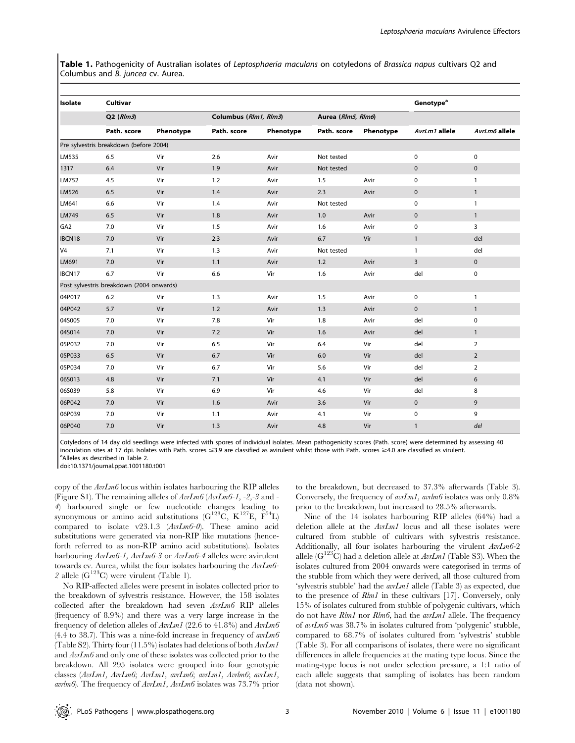**Table 1.** Pathogenicity of Australian isolates of *Leptosphaeria maculans* on cotyledons of *Brassica napus* cultivars Q2 and Columbus and *B. juncea* cv. Aurea.

| Isolate | Cultivar | | | | | | Genotype[a] | |
|---|---|---|---|---|---|---|---|---|
| | Q2 (*Rlm3*) | | Columbus (*Rlm1, Rlm3*) | | Aurea (*Rlm5, Rlm6*) | | | |
| | Path. score | Phenotype | Path. score | Phenotype | Path. score | Phenotype | *AvrLm1* allele | *AvrLm6* allele |
| Pre sylvestris breakdown (before 2004) | | | | | | | | |
| LM535 | 6.5 | Vir | 2.6 | Avir | Not tested | | 0 | 0 |
| 1317 | 6.4 | Vir | 1.9 | Avir | Not tested | | 0 | 0 |
| LM752 | 4.5 | Vir | 1.2 | Avir | 1.5 | Avir | 0 | 1 |
| LM526 | 6.5 | Vir | 1.4 | Avir | 2.3 | Avir | 0 | 1 |
| LM641 | 6.6 | Vir | 1.4 | Avir | Not tested | | 0 | 1 |
| LM749 | 6.5 | Vir | 1.8 | Avir | 1.0 | Avir | 0 | 1 |
| GA2 | 7.0 | Vir | 1.5 | Avir | 1.6 | Avir | 0 | 3 |
| IBCN18 | 7.0 | Vir | 2.3 | Avir | 6.7 | Vir | 1 | del |
| V4 | 7.1 | Vir | 1.3 | Avir | Not tested | | 1 | del |
| LM691 | 7.0 | Vir | 1.1 | Avir | 1.2 | Avir | 3 | 0 |
| IBCN17 | 6.7 | Vir | 6.6 | Vir | 1.6 | Avir | del | 0 |
| Post sylvestris breakdown (2004 onwards) | | | | | | | | |
| 04P017 | 6.2 | Vir | 1.3 | Avir | 1.5 | Avir | 0 | 1 |
| 04P042 | 5.7 | Vir | 1.2 | Avir | 1.3 | Avir | 0 | 1 |
| 04S005 | 7.0 | Vir | 7.8 | Vir | 1.8 | Avir | del | 0 |
| 04S014 | 7.0 | Vir | 7.2 | Vir | 1.6 | Avir | del | 1 |
| 05P032 | 7.0 | Vir | 6.5 | Vir | 6.4 | Vir | del | 2 |
| 05P033 | 6.5 | Vir | 6.7 | Vir | 6.0 | Vir | del | 2 |
| 05P034 | 7.0 | Vir | 6.7 | Vir | 5.6 | Vir | del | 2 |
| 06S013 | 4.8 | Vir | 7.1 | Vir | 4.1 | Vir | del | 6 |
| 06S039 | 5.8 | Vir | 6.9 | Vir | 4.6 | Vir | del | 8 |
| 06P042 | 7.0 | Vir | 1.6 | Avir | 3.6 | Vir | 0 | 9 |
| 06P039 | 7.0 | Vir | 1.1 | Avir | 4.1 | Vir | 0 | 9 |
| 06P040 | 7.0 | Vir | 1.3 | Avir | 4.8 | Vir | 1 | *del* |

Cotyledons of 14 day old seedlings were infected with spores of individual isolates. Mean pathogenicity scores (Path. score) were determined by assessing 40 inoculation sites at 17 dpi. Isolates with Path. scores ≤3.9 are classified as avirulent whilst those with Path. scores ≥4.0 are classified as virulent.
[a]Alleles as described in Table 2.
doi:10.1371/journal.ppat.1001180.t001

copy of the *AvrLm6* locus within isolates harbouring the RIP alleles (Figure S1). The remaining alleles of *AvrLm6* (*AvrLm6-1, -2,-3* and *-4*) harboured single or few nucleotide changes leading to synonymous or amino acid substitutions ($G^{123}C$, $K^{127}E$, $F^{54}L$) compared to isolate v23.1.3 (*AvrLm6-0*). These amino acid substitutions were generated via non-RIP like mutations (henceforth referred to as non-RIP amino acid substitutions). Isolates harbouring *AvrLm6-1, AvrLm6-3* or *AvrLm6-4* alleles were avirulent towards cv. Aurea, whilst the four isolates harbouring the *AvrLm6-2* allele ($G^{123}C$) were virulent (Table 1).

No RIP-affected alleles were present in isolates collected prior to the breakdown of sylvestris resistance. However, the 158 isolates collected after the breakdown had seven *AvrLm6* RIP alleles (frequency of 8.9%) and there was a very large increase in the frequency of deletion alleles of *AvrLm1* (22.6 to 41.8%) and *AvrLm6* (4.4 to 38.7). This was a nine-fold increase in frequency of *avrLm6* (Table S2). Thirty four (11.5%) isolates had deletions of both *AvrLm1* and *AvrLm6* and only one of these isolates was collected prior to the breakdown. All 295 isolates were grouped into four genotypic classes (*AvrLm1, AvrLm6*; *AvrLm1, avrLm6*; *avrLm1, Avrlm6*; *avrLm1, avrlm6*). The frequency of *AvrLm1, AvrLm6* isolates was 73.7% prior to the breakdown, but decreased to 37.3% afterwards (Table 3). Conversely, the frequency of *avrLm1, avrlm6* isolates was only 0.8% prior to the breakdown, but increased to 28.5% afterwards.

Nine of the 14 isolates harbouring RIP alleles (64%) had a deletion allele at the *AvrLm1* locus and all these isolates were cultured from stubble of cultivars with sylvestris resistance. Additionally, all four isolates harbouring the virulent *AvrLm6-2* allele ($G^{123}C$) had a deletion allele at *AvrLm1* (Table S3). When the isolates cultured from 2004 onwards were categorised in terms of the stubble from which they were derived, all those cultured from 'sylvestris stubble' had the *avrLm1* allele (Table 3) as expected, due to the presence of *Rlm1* in these cultivars [17]. Conversely, only 15% of isolates cultured from stubble of polygenic cultivars, which do not have *Rlm1* nor *Rlm6*, had the *avrLm1* allele. The frequency of *avrLm6* was 38.7% in isolates cultured from 'polygenic' stubble, compared to 68.7% of isolates cultured from 'sylvestris' stubble (Table 3). For all comparisons of isolates, there were no significant differences in allele frequencies at the mating type locus. Since the mating-type locus is not under selection pressure, a 1:1 ratio of each allele suggests that sampling of isolates has been random (data not shown).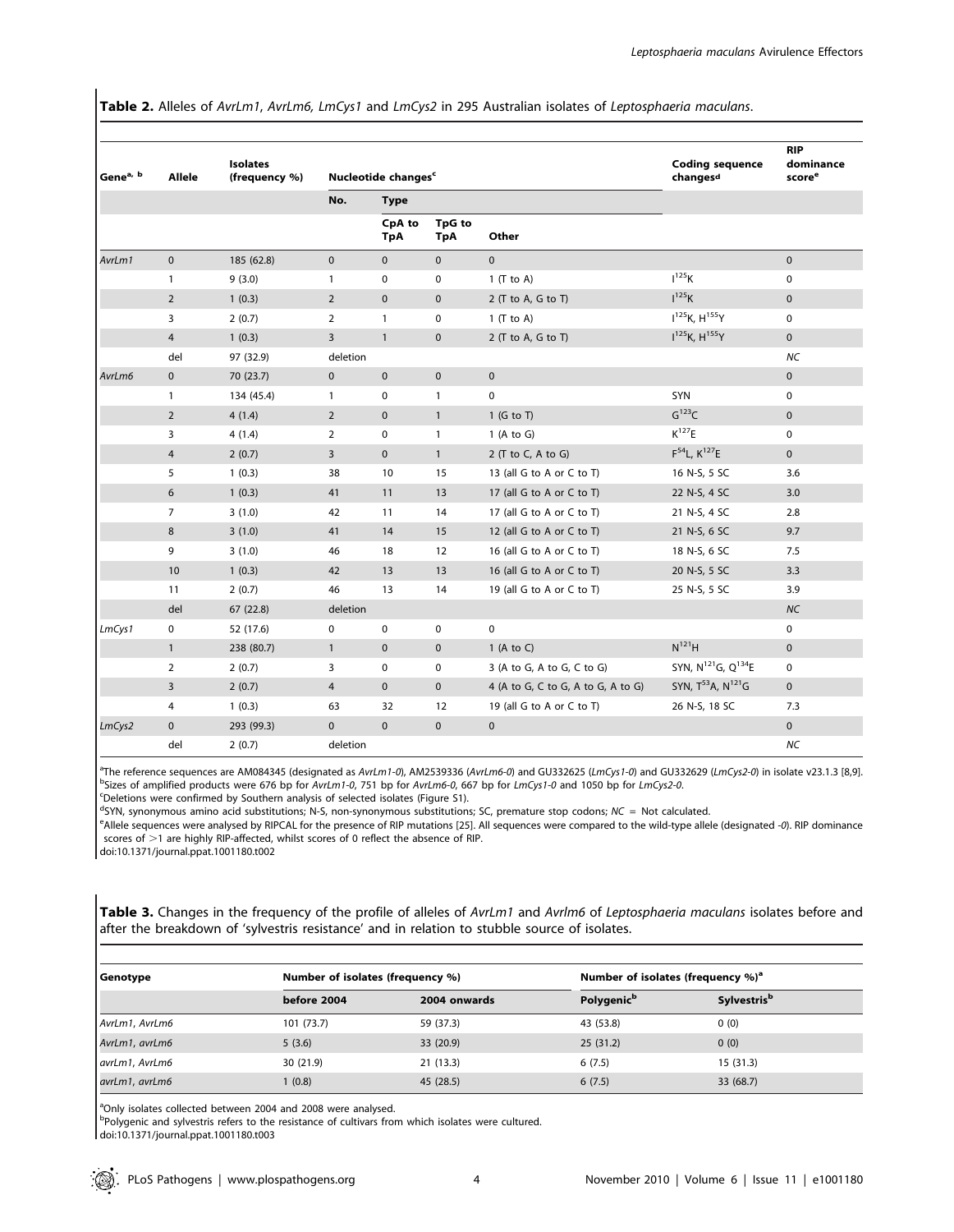**Table 2.** Alleles of *AvrLm1, AvrLm6, LmCys1* and *LmCys2* in 295 Australian isolates of *Leptosphaeria maculans*.

| Gene[a, b] | Allele | Isolates (frequency %) | Nucleotide changes[c] | | | | Coding sequence changes[d] | RIP dominance score[e] |
|---|---|---|---|---|---|---|---|---|
| | | | No. | Type | | | | |
| | | | | CpA to TpA | TpG to TpA | Other | | |
| *AvrLm1* | 0 | 185 (62.8) | 0 | 0 | 0 | 0 | | 0 |
| | 1 | 9 (3.0) | 1 | 0 | 0 | 1 (T to A) | $I^{125}K$ | 0 |
| | 2 | 1 (0.3) | 2 | 0 | 0 | 2 (T to A, G to T) | $I^{125}K$ | 0 |
| | 3 | 2 (0.7) | 2 | 1 | 0 | 1 (T to A) | $I^{125}K$, $H^{155}Y$ | 0 |
| | 4 | 1 (0.3) | 3 | 1 | 0 | 2 (T to A, G to T) | $I^{125}K$, $H^{155}Y$ | 0 |
| | del | 97 (32.9) | deletion | | | | | *NC* |
| *AvrLm6* | 0 | 70 (23.7) | 0 | 0 | 0 | 0 | | 0 |
| | 1 | 134 (45.4) | 1 | 0 | 1 | 0 | SYN | 0 |
| | 2 | 4 (1.4) | 2 | 0 | 1 | 1 (G to T) | $G^{123}C$ | 0 |
| | 3 | 4 (1.4) | 2 | 0 | 1 | 1 (A to G) | $K^{127}E$ | 0 |
| | 4 | 2 (0.7) | 3 | 0 | 1 | 2 (T to C, A to G) | $F^{54}L$, $K^{127}E$ | 0 |
| | 5 | 1 (0.3) | 38 | 10 | 15 | 13 (all G to A or C to T) | 16 N-S, 5 SC | 3.6 |
| | 6 | 1 (0.3) | 41 | 11 | 13 | 17 (all G to A or C to T) | 22 N-S, 4 SC | 3.0 |
| | 7 | 3 (1.0) | 42 | 11 | 14 | 17 (all G to A or C to T) | 21 N-S, 4 SC | 2.8 |
| | 8 | 3 (1.0) | 41 | 14 | 15 | 12 (all G to A or C to T) | 21 N-S, 6 SC | 9.7 |
| | 9 | 3 (1.0) | 46 | 18 | 12 | 16 (all G to A or C to T) | 18 N-S, 6 SC | 7.5 |
| | 10 | 1 (0.3) | 42 | 13 | 13 | 16 (all G to A or C to T) | 20 N-S, 5 SC | 3.3 |
| | 11 | 2 (0.7) | 46 | 13 | 14 | 19 (all G to A or C to T) | 25 N-S, 5 SC | 3.9 |
| | del | 67 (22.8) | deletion | | | | | *NC* |
| *LmCys1* | 0 | 52 (17.6) | 0 | 0 | 0 | 0 | | 0 |
| | 1 | 238 (80.7) | 1 | 0 | 0 | 1 (A to C) | $N^{121}H$ | 0 |
| | 2 | 2 (0.7) | 3 | 0 | 0 | 3 (A to G, A to G, C to G) | SYN, $N^{121}G$, $Q^{134}E$ | 0 |
| | 3 | 2 (0.7) | 4 | 0 | 0 | 4 (A to G, C to G, A to G, A to G) | SYN, $T^{53}A$, $N^{121}G$ | 0 |
| | 4 | 1 (0.3) | 63 | 32 | 12 | 19 (all G to A or C to T) | 26 N-S, 18 SC | 7.3 |
| *LmCys2* | 0 | 293 (99.3) | 0 | 0 | 0 | 0 | | 0 |
| | del | 2 (0.7) | deletion | | | | | *NC* |

[a]The reference sequences are AM084345 (designated as *AvrLm1-0*), AM2539336 (*AvrLm6-0*) and GU332625 (*LmCys1-0*) and GU332629 (*LmCys2-0*) in isolate v23.1.3 [8,9].
[b]Sizes of amplified products were 676 bp for *AvrLm1-0*, 751 bp for *AvrLm6-0*, 667 bp for *LmCys1-0* and 1050 bp for *LmCys2-0*.
[c]Deletions were confirmed by Southern analysis of selected isolates (Figure S1).
[d]SYN, synonymous amino acid substitutions; N-S, non-synonymous substitutions; SC, premature stop codons; *NC* = Not calculated.
[e]Allele sequences were analysed by RIPCAL for the presence of RIP mutations [25]. All sequences were compared to the wild-type allele (designated *-0*). RIP dominance scores of >1 are highly RIP-affected, whilst scores of 0 reflect the absence of RIP.
doi:10.1371/journal.ppat.1001180.t002

**Table 3.** Changes in the frequency of the profile of alleles of *AvrLm1* and *Avrlm6* of *Leptosphaeria maculans* isolates before and after the breakdown of 'sylvestris resistance' and in relation to stubble source of isolates.

| Genotype | Number of isolates (frequency %) | | Number of isolates (frequency %)[a] | |
|---|---|---|---|---|
| | before 2004 | 2004 onwards | Polygenic[b] | Sylvestris[b] |
| *AvrLm1, AvrLm6* | 101 (73.7) | 59 (37.3) | 43 (53.8) | 0 (0) |
| *AvrLm1, avrLm6* | 5 (3.6) | 33 (20.9) | 25 (31.2) | 0 (0) |
| *avrLm1, AvrLm6* | 30 (21.9) | 21 (13.3) | 6 (7.5) | 15 (31.3) |
| *avrLm1, avrLm6* | 1 (0.8) | 45 (28.5) | 6 (7.5) | 33 (68.7) |

[a]Only isolates collected between 2004 and 2008 were analysed.
[b]Polygenic and sylvestris refers to the resistance of cultivars from which isolates were cultured.
doi:10.1371/journal.ppat.1001180.t003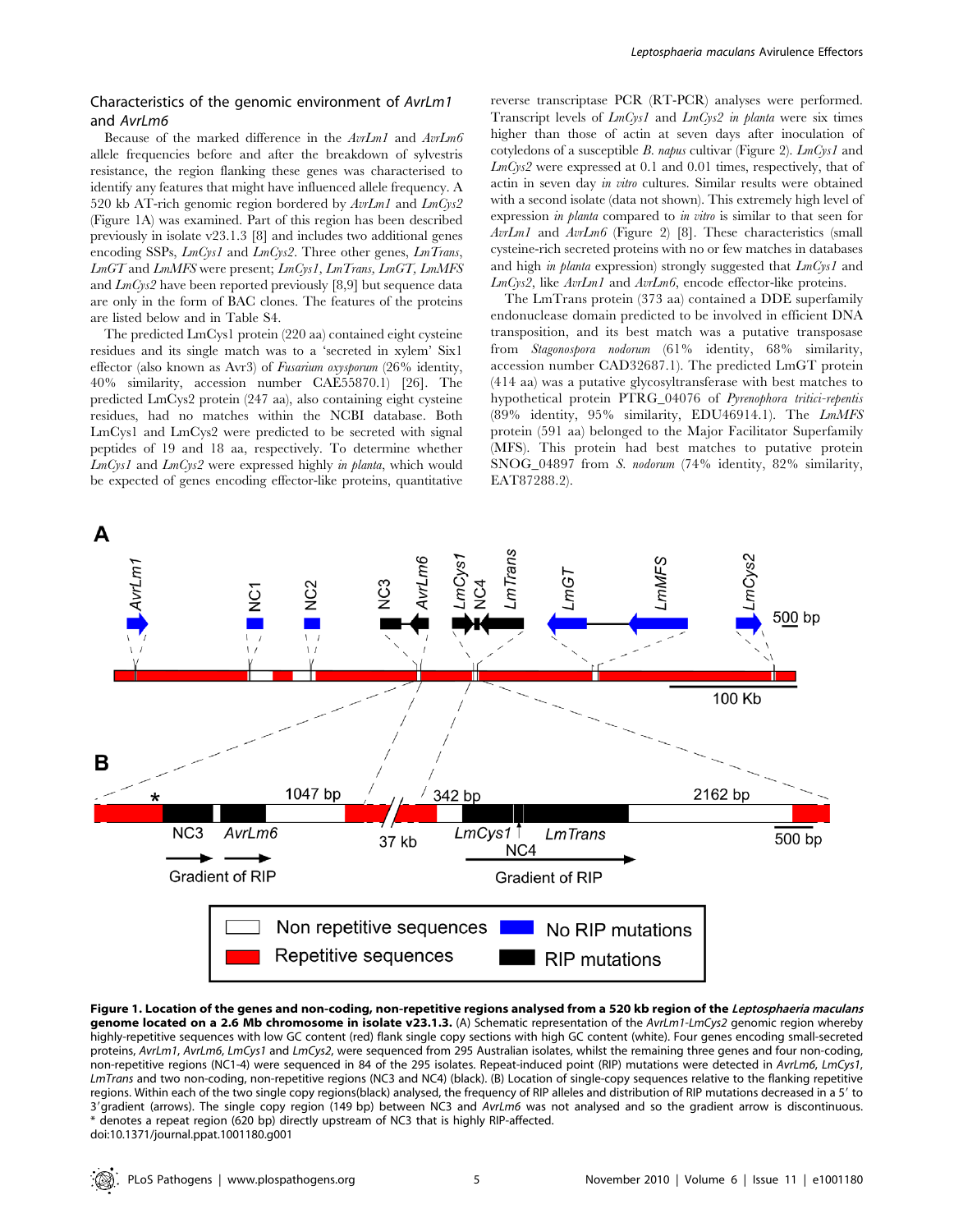### Characteristics of the genomic environment of *AvrLm1* and *AvrLm6*

Because of the marked difference in the *AvrLm1* and *AvrLm6* allele frequencies before and after the breakdown of sylvestris resistance, the region flanking these genes was characterised to identify any features that might have influenced allele frequency. A 520 kb AT-rich genomic region bordered by *AvrLm1* and *LmCys2* (Figure 1A) was examined. Part of this region has been described previously in isolate v23.1.3 [8] and includes two additional genes encoding SSPs, *LmCys1* and *LmCys2*. Three other genes, *LmTrans*, *LmGT* and *LmMFS* were present; *LmCys1*, *LmTrans*, *LmGT*, *LmMFS* and *LmCys2* have been reported previously [8,9] but sequence data are only in the form of BAC clones. The features of the proteins are listed below and in Table S4.

The predicted LmCys1 protein (220 aa) contained eight cysteine residues and its single match was to a 'secreted in xylem' Six1 effector (also known as Avr3) of *Fusarium oxysporum* (26% identity, 40% similarity, accession number CAE55870.1) [26]. The predicted LmCys2 protein (247 aa), also containing eight cysteine residues, had no matches within the NCBI database. Both LmCys1 and LmCys2 were predicted to be secreted with signal peptides of 19 and 18 aa, respectively. To determine whether *LmCys1* and *LmCys2* were expressed highly *in planta*, which would be expected of genes encoding effector-like proteins, quantitative reverse transcriptase PCR (RT-PCR) analyses were performed. Transcript levels of *LmCys1* and *LmCys2 in planta* were six times higher than those of actin at seven days after inoculation of cotyledons of a susceptible *B. napus* cultivar (Figure 2). *LmCys1* and *LmCys2* were expressed at 0.1 and 0.01 times, respectively, that of actin in seven day *in vitro* cultures. Similar results were obtained with a second isolate (data not shown). This extremely high level of expression *in planta* compared to *in vitro* is similar to that seen for *AvrLm1* and *AvrLm6* (Figure 2) [8]. These characteristics (small cysteine-rich secreted proteins with no or few matches in databases and high *in planta* expression) strongly suggested that *LmCys1* and *LmCys2*, like *AvrLm1* and *AvrLm6*, encode effector-like proteins.

The LmTrans protein (373 aa) contained a DDE superfamily endonuclease domain predicted to be involved in efficient DNA transposition, and its best match was a putative transposase from *Stagonospora nodorum* (61% identity, 68% similarity, accession number CAD32687.1). The predicted LmGT protein (414 aa) was a putative glycosyltransferase with best matches to hypothetical protein PTRG_04076 of *Pyrenophora tritici-repentis* (89% identity, 95% similarity, EDU46914.1). The *LmMFS* protein (591 aa) belonged to the Major Facilitator Superfamily (MFS). This protein had best matches to putative protein SNOG_04897 from *S. nodorum* (74% identity, 82% similarity, EAT87288.2).

**Figure 1. Location of the genes and non-coding, non-repetitive regions analysed from a 520 kb region of the *Leptosphaeria maculans* genome located on a 2.6 Mb chromosome in isolate v23.1.3.** (A) Schematic representation of the *AvrLm1-LmCys2* genomic region whereby highly-repetitive sequences with low GC content (red) flank single copy sections with high GC content (white). Four genes encoding small-secreted proteins, *AvrLm1*, *AvrLm6*, *LmCys1* and *LmCys2*, were sequenced from 295 Australian isolates, whilst the remaining three genes and four non-coding, non-repetitive regions (NC1-4) were sequenced in 84 of the 295 isolates. Repeat-induced point (RIP) mutations were detected in *AvrLm6*, *LmCys1*, *LmTrans* and two non-coding, non-repetitive regions (NC3 and NC4) (black). (B) Location of single-copy sequences relative to the flanking repetitive regions. Within each of the two single copy regions(black) analysed, the frequency of RIP alleles and distribution of RIP mutations decreased in a 5′ to 3′gradient (arrows). The single copy region (149 bp) between NC3 and *AvrLm6* was not analysed and so the gradient arrow is discontinuous. * denotes a repeat region (620 bp) directly upstream of NC3 that is highly RIP-affected.

doi:10.1371/journal.ppat.1001180.g001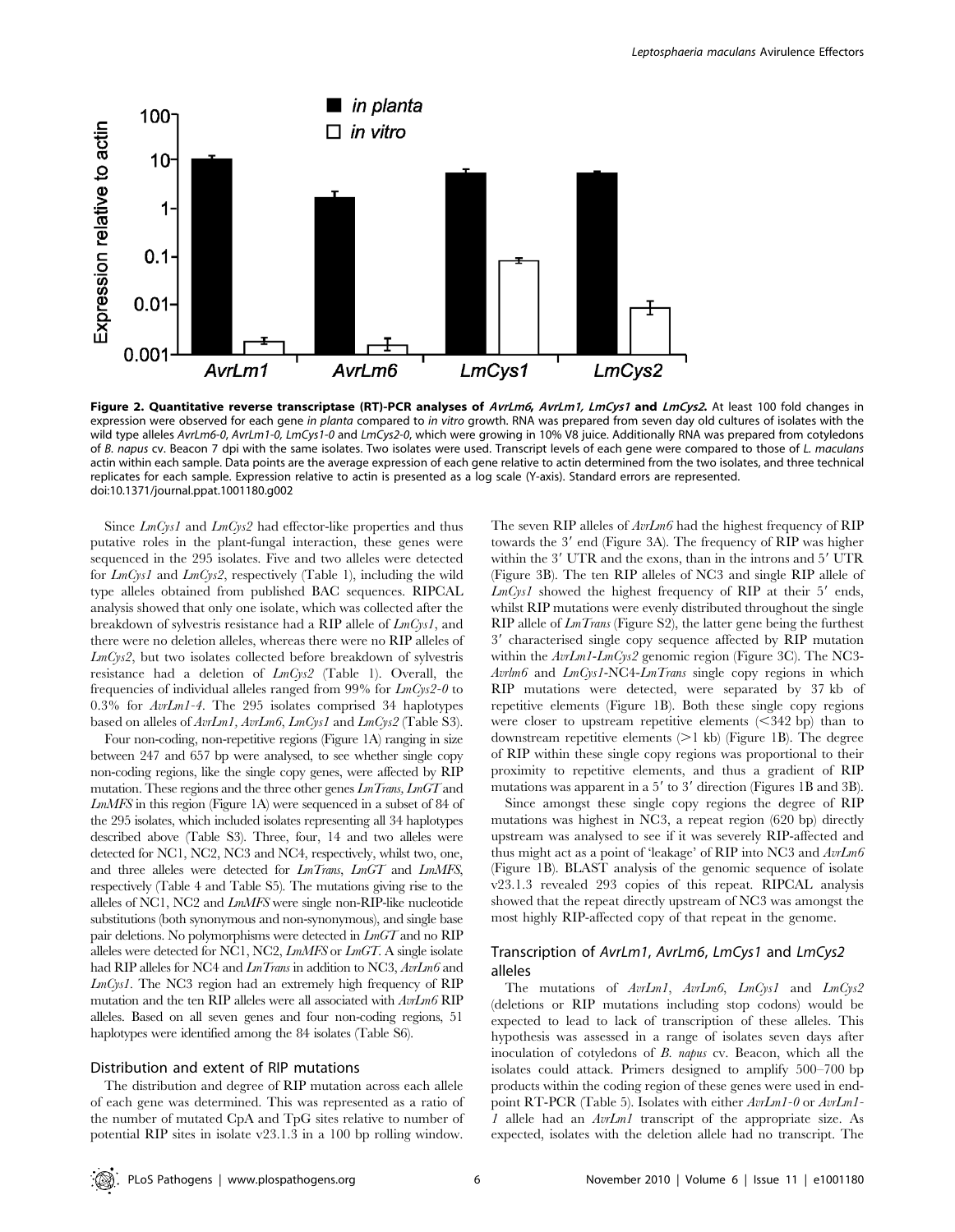**Figure 2. Quantitative reverse transcriptase (RT)-PCR analyses of *AvrLm6, AvrLm1, LmCys1* and *LmCys2*.** At least 100 fold changes in expression were observed for each gene *in planta* compared to *in vitro* growth. RNA was prepared from seven day old cultures of isolates with the wild type alleles *AvrLm6-0, AvrLm1-0, LmCys1-0* and *LmCys2-0*, which were growing in 10% V8 juice. Additionally RNA was prepared from cotyledons of *B. napus* cv. Beacon 7 dpi with the same isolates. Two isolates were used. Transcript levels of each gene were compared to those of *L. maculans* actin within each sample. Data points are the average expression of each gene relative to actin determined from the two isolates, and three technical replicates for each sample. Expression relative to actin is presented as a log scale (Y-axis). Standard errors are represented.
doi:10.1371/journal.ppat.1001180.g002

Since *LmCys1* and *LmCys2* had effector-like properties and thus putative roles in the plant-fungal interaction, these genes were sequenced in the 295 isolates. Five and two alleles were detected for *LmCys1* and *LmCys2*, respectively (Table 1), including the wild type alleles obtained from published BAC sequences. RIPCAL analysis showed that only one isolate, which was collected after the breakdown of sylvestris resistance had a RIP allele of *LmCys1*, and there were no deletion alleles, whereas there were no RIP alleles of *LmCys2*, but two isolates collected before breakdown of sylvestris resistance had a deletion of *LmCys2* (Table 1). Overall, the frequencies of individual alleles ranged from 99% for *LmCys2-0* to 0.3% for *AvrLm1-4*. The 295 isolates comprised 34 haplotypes based on alleles of *AvrLm1, AvrLm6, LmCys1* and *LmCys2* (Table S3).

Four non-coding, non-repetitive regions (Figure 1A) ranging in size between 247 and 657 bp were analysed, to see whether single copy non-coding regions, like the single copy genes, were affected by RIP mutation. These regions and the three other genes *LmTrans, LmGT* and *LmMFS* in this region (Figure 1A) were sequenced in a subset of 84 of the 295 isolates, which included isolates representing all 34 haplotypes described above (Table S3). Three, four, 14 and two alleles were detected for NC1, NC2, NC3 and NC4, respectively, whilst two, one, and three alleles were detected for *LmTrans, LmGT* and *LmMFS*, respectively (Table 4 and Table S5). The mutations giving rise to the alleles of NC1, NC2 and *LmMFS* were single non-RIP-like nucleotide substitutions (both synonymous and non-synonymous), and single base pair deletions. No polymorphisms were detected in *LmGT* and no RIP alleles were detected for NC1, NC2, *LmMFS* or *LmGT*. A single isolate had RIP alleles for NC4 and *LmTrans* in addition to NC3, *AvrLm6* and *LmCys1*. The NC3 region had an extremely high frequency of RIP mutation and the ten RIP alleles were all associated with *AvrLm6* RIP alleles. Based on all seven genes and four non-coding regions, 51 haplotypes were identified among the 84 isolates (Table S6).

## Distribution and extent of RIP mutations

The distribution and degree of RIP mutation across each allele of each gene was determined. This was represented as a ratio of the number of mutated CpA and TpG sites relative to number of potential RIP sites in isolate v23.1.3 in a 100 bp rolling window. The seven RIP alleles of *AvrLm6* had the highest frequency of RIP towards the 3′ end (Figure 3A). The frequency of RIP was higher within the 3′ UTR and the exons, than in the introns and 5′ UTR (Figure 3B). The ten RIP alleles of NC3 and single RIP allele of *LmCys1* showed the highest frequency of RIP at their 5′ ends, whilst RIP mutations were evenly distributed throughout the single RIP allele of *LmTrans* (Figure S2), the latter gene being the furthest 3′ characterised single copy sequence affected by RIP mutation within the *AvrLm1-LmCys2* genomic region (Figure 3C). The NC3-*Avrlm6* and *LmCys1*-NC4-*LmTrans* single copy regions in which RIP mutations were detected, were separated by 37 kb of repetitive elements (Figure 1B). Both these single copy regions were closer to upstream repetitive elements (<342 bp) than to downstream repetitive elements (>1 kb) (Figure 1B). The degree of RIP within these single copy regions was proportional to their proximity to repetitive elements, and thus a gradient of RIP mutations was apparent in a 5′ to 3′ direction (Figures 1B and 3B).

Since amongst these single copy regions the degree of RIP mutations was highest in NC3, a repeat region (620 bp) directly upstream was analysed to see if it was severely RIP-affected and thus might act as a point of 'leakage' of RIP into NC3 and *AvrLm6* (Figure 1B). BLAST analysis of the genomic sequence of isolate v23.1.3 revealed 293 copies of this repeat. RIPCAL analysis showed that the repeat directly upstream of NC3 was amongst the most highly RIP-affected copy of that repeat in the genome.

## Transcription of *AvrLm1, AvrLm6, LmCys1* and *LmCys2* alleles

The mutations of *AvrLm1, AvrLm6, LmCys1* and *LmCys2* (deletions or RIP mutations including stop codons) would be expected to lead to lack of transcription of these alleles. This hypothesis was assessed in a range of isolates seven days after inoculation of cotyledons of *B. napus* cv. Beacon, which all the isolates could attack. Primers designed to amplify 500–700 bp products within the coding region of these genes were used in end-point RT-PCR (Table 5). Isolates with either *AvrLm1-0* or *AvrLm1-1* allele had an *AvrLm1* transcript of the appropriate size. As expected, isolates with the deletion allele had no transcript. The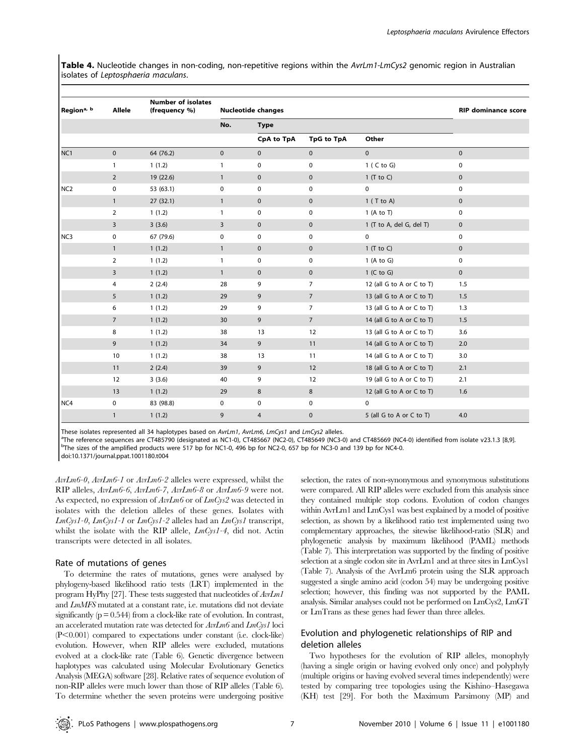**Table 4.** Nucleotide changes in non-coding, non-repetitive regions within the *AvrLm1-LmCys2* genomic region in Australian isolates of *Leptosphaeria maculans*.

| Region[a, b] | Allele | Number of isolates (frequency %) | Nucleotide changes | | | | RIP dominance score |
|---|---|---|---|---|---|---|---|
| | | | No. | Type | | | |
| | | | | CpA to TpA | TpG to TpA | Other | |
| NC1 | 0 | 64 (76.2) | 0 | 0 | 0 | 0 | 0 |
| | 1 | 1 (1.2) | 1 | 0 | 0 | 1 ( C to G) | 0 |
| | 2 | 19 (22.6) | 1 | 0 | 0 | 1 (T to C) | 0 |
| NC2 | 0 | 53 (63.1) | 0 | 0 | 0 | 0 | 0 |
| | 1 | 27 (32.1) | 1 | 0 | 0 | 1 ( T to A) | 0 |
| | 2 | 1 (1.2) | 1 | 0 | 0 | 1 (A to T) | 0 |
| | 3 | 3 (3.6) | 3 | 0 | 0 | 1 (T to A, del G, del T) | 0 |
| NC3 | 0 | 67 (79.6) | 0 | 0 | 0 | 0 | 0 |
| | 1 | 1 (1.2) | 1 | 0 | 0 | 1 (T to C) | 0 |
| | 2 | 1 (1.2) | 1 | 0 | 0 | 1 (A to G) | 0 |
| | 3 | 1 (1.2) | 1 | 0 | 0 | 1 (C to G) | 0 |
| | 4 | 2 (2.4) | 28 | 9 | 7 | 12 (all G to A or C to T) | 1.5 |
| | 5 | 1 (1.2) | 29 | 9 | 7 | 13 (all G to A or C to T) | 1.5 |
| | 6 | 1 (1.2) | 29 | 9 | 7 | 13 (all G to A or C to T) | 1.3 |
| | 7 | 1 (1.2) | 30 | 9 | 7 | 14 (all G to A or C to T) | 1.5 |
| | 8 | 1 (1.2) | 38 | 13 | 12 | 13 (all G to A or C to T) | 3.6 |
| | 9 | 1 (1.2) | 34 | 9 | 11 | 14 (all G to A or C to T) | 2.0 |
| | 10 | 1 (1.2) | 38 | 13 | 11 | 14 (all G to A or C to T) | 3.0 |
| | 11 | 2 (2.4) | 39 | 9 | 12 | 18 (all G to A or C to T) | 2.1 |
| | 12 | 3 (3.6) | 40 | 9 | 12 | 19 (all G to A or C to T) | 2.1 |
| | 13 | 1 (1.2) | 29 | 8 | 8 | 12 (all G to A or C to T) | 1.6 |
| NC4 | 0 | 83 (98.8) | 0 | 0 | 0 | 0 | |
| | 1 | 1 (1.2) | 9 | 4 | 0 | 5 (all G to A or C to T) | 4.0 |

These isolates represented all 34 haplotypes based on *AvrLm1*, *AvrLm6*, *LmCys1* and *LmCys2* alleles.
[a]The reference sequences are CT485790 (designated as NC1-0), CT485667 (NC2-0), CT485649 (NC3-0) and CT485669 (NC4-0) identified from isolate v23.1.3 [8,9].
[b]The sizes of the amplified products were 517 bp for NC1-0, 496 bp for NC2-0, 657 bp for NC3-0 and 139 bp for NC4-0.
doi:10.1371/journal.ppat.1001180.t004

*AvrLm6-0*, *AvrLm6-1* or *AvrLm6-2* alleles were expressed, whilst the RIP alleles, *AvrLm6-6*, *AvrLm6-7*, *AvrLm6-8* or *AvrLm6-9* were not. As expected, no expression of *AvrLm6* or of *LmCys2* was detected in isolates with the deletion alleles of these genes. Isolates with *LmCys1-0*, *LmCys1-1* or *LmCys1-2* alleles had an *LmCys1* transcript, whilst the isolate with the RIP allele, *LmCys1-4*, did not. Actin transcripts were detected in all isolates.

## Rate of mutations of genes

To determine the rates of mutations, genes were analysed by phylogeny-based likelihood ratio tests (LRT) implemented in the program HyPhy [27]. These tests suggested that nucleotides of *AvrLm1* and *LmMFS* mutated at a constant rate, i.e. mutations did not deviate significantly ($p = 0.544$) from a clock-like rate of evolution. In contrast, an accelerated mutation rate was detected for *AvrLm6* and *LmCys1* loci ($P<0.001$) compared to expectations under constant (i.e. clock-like) evolution. However, when RIP alleles were excluded, mutations evolved at a clock-like rate (Table 6). Genetic divergence between haplotypes was calculated using Molecular Evolutionary Genetics Analysis (MEGA) software [28]. Relative rates of sequence evolution of non-RIP alleles were much lower than those of RIP alleles (Table 6). To determine whether the seven proteins were undergoing positive selection, the rates of non-synonymous and synonymous substitutions were compared. All RIP alleles were excluded from this analysis since they contained multiple stop codons. Evolution of codon changes within AvrLm1 and LmCys1 was best explained by a model of positive selection, as shown by a likelihood ratio test implemented using two complementary approaches, the sitewise likelihood-ratio (SLR) and phylogenetic analysis by maximum likelihood (PAML) methods (Table 7). This interpretation was supported by the finding of positive selection at a single codon site in AvrLm1 and at three sites in LmCys1 (Table 7). Analysis of the AvrLm6 protein using the SLR approach suggested a single amino acid (codon 54) may be undergoing positive selection; however, this finding was not supported by the PAML analysis. Similar analyses could not be performed on LmCys2, LmGT or LmTrans as these genes had fewer than three alleles.

## Evolution and phylogenetic relationships of RIP and deletion alleles

Two hypotheses for the evolution of RIP alleles, monophyly (having a single origin or having evolved only once) and polyphyly (multiple origins or having evolved several times independently) were tested by comparing tree topologies using the Kishino–Hasegawa (KH) test [29]. For both the Maximum Parsimony (MP) and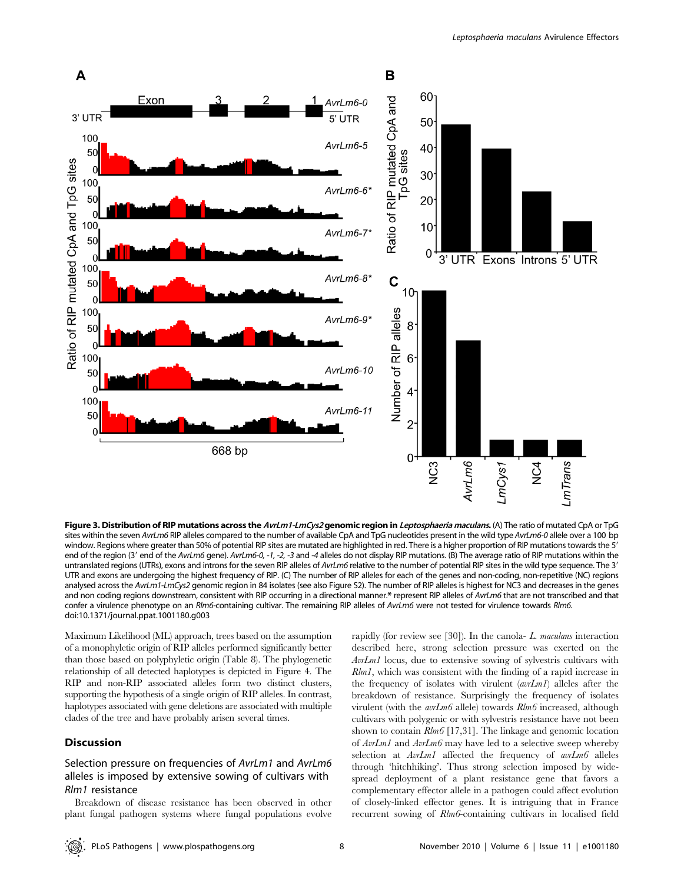**Figure 3. Distribution of RIP mutations across the *AvrLm1-LmCys2* genomic region in *Leptosphaeria maculans*.** (A) The ratio of mutated CpA or TpG sites within the seven *AvrLm6* RIP alleles compared to the number of available CpA and TpG nucleotides present in the wild type *AvrLm6-0* allele over a 100 bp window. Regions where greater than 50% of potential RIP sites are mutated are highlighted in red. There is a higher proportion of RIP mutations towards the 5′ end of the region (3′ end of the *AvrLm6* gene). *AvrLm6-0, -1, -2, -3* and *-4* alleles do not display RIP mutations. (B) The average ratio of RIP mutations within the untranslated regions (UTRs), exons and introns for the seven RIP alleles of *AvrLm6* relative to the number of potential RIP sites in the wild type sequence. The 3′ UTR and exons are undergoing the highest frequency of RIP. (C) The number of RIP alleles for each of the genes and non-coding, non-repetitive (NC) regions analysed across the *AvrLm1-LmCys2* genomic region in 84 isolates (see also Figure S2). The number of RIP alleles is highest for NC3 and decreases in the genes and non coding regions downstream, consistent with RIP occurring in a directional manner.* represent RIP alleles of *AvrLm6* that are not transcribed and that confer a virulence phenotype on an *Rlm6*-containing cultivar. The remaining RIP alleles of *AvrLm6* were not tested for virulence towards *Rlm6*.
doi:10.1371/journal.ppat.1001180.g003

Maximum Likelihood (ML) approach, trees based on the assumption of a monophyletic origin of RIP alleles performed significantly better than those based on polyphyletic origin (Table 8). The phylogenetic relationship of all detected haplotypes is depicted in Figure 4. The RIP and non-RIP associated alleles form two distinct clusters, supporting the hypothesis of a single origin of RIP alleles. In contrast, haplotypes associated with gene deletions are associated with multiple clades of the tree and have probably arisen several times.

## Discussion

### Selection pressure on frequencies of *AvrLm1* and *AvrLm6* alleles is imposed by extensive sowing of cultivars with *Rlm1* resistance

Breakdown of disease resistance has been observed in other plant fungal pathogen systems where fungal populations evolve rapidly (for review see [30]). In the canola- *L. maculans* interaction described here, strong selection pressure was exerted on the *AvrLm1* locus, due to extensive sowing of sylvestris cultivars with *Rlm1*, which was consistent with the finding of a rapid increase in the frequency of isolates with virulent (*avrLm1*) alleles after the breakdown of resistance. Surprisingly the frequency of isolates virulent (with the *avrLm6* allele) towards *Rlm6* increased, although cultivars with polygenic or with sylvestris resistance have not been shown to contain *Rlm6* [17,31]. The linkage and genomic location of *AvrLm1* and *AvrLm6* may have led to a selective sweep whereby selection at *AvrLm1* affected the frequency of *avrLm6* alleles through 'hitchhiking'. Thus strong selection imposed by widespread deployment of a plant resistance gene that favors a complementary effector allele in a pathogen could affect evolution of closely-linked effector genes. It is intriguing that in France recurrent sowing of *Rlm6*-containing cultivars in localised field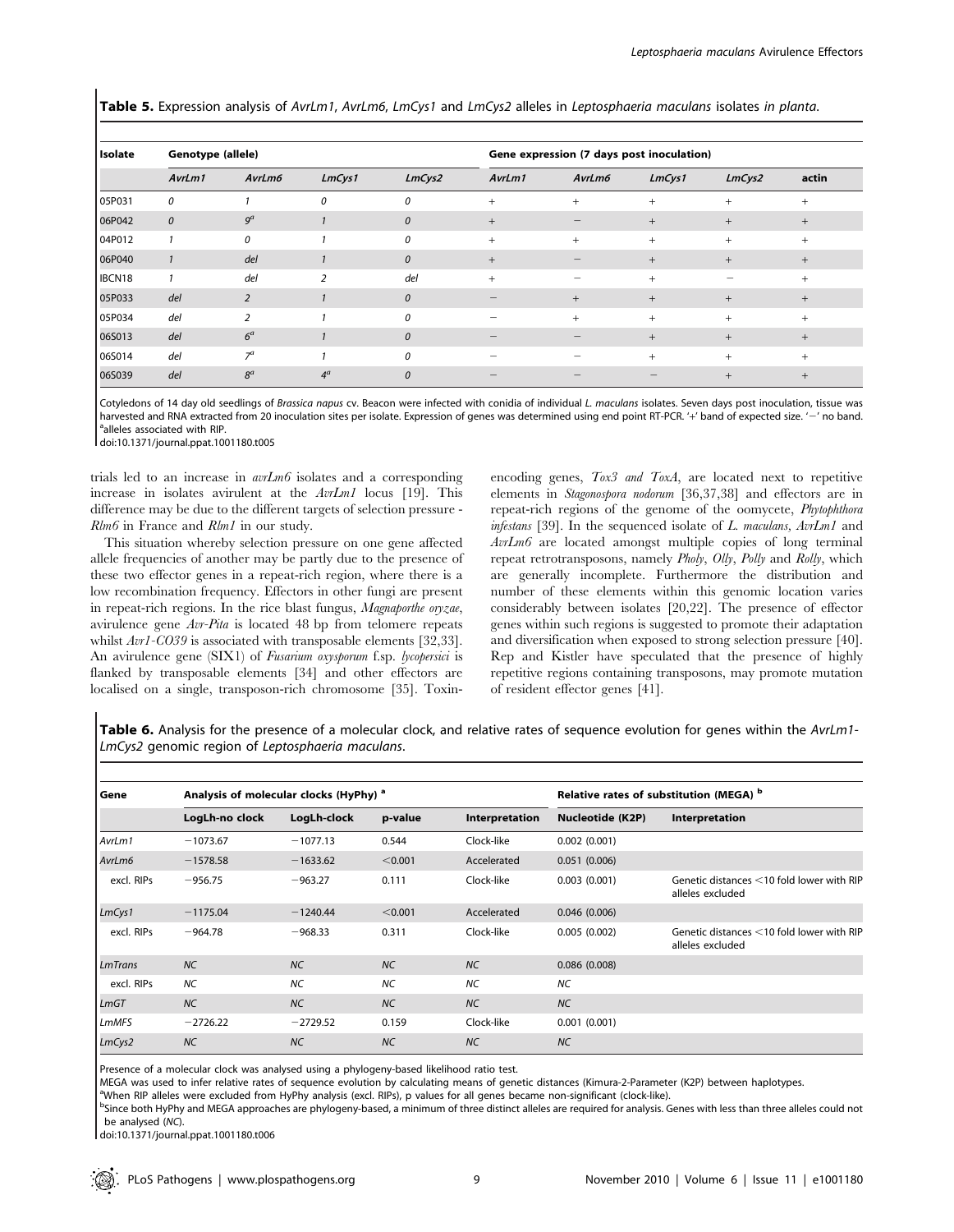**Table 5.** Expression analysis of *AvrLm1*, *AvrLm6*, *LmCys1* and *LmCys2* alleles in *Leptosphaeria maculans* isolates *in planta*.

| Isolate | Genotype (allele) | | | | Gene expression (7 days post inoculation) | | | | |
|---|---|---|---|---|---|---|---|---|---|
| | *AvrLm1* | *AvrLm6* | *LmCys1* | *LmCys2* | *AvrLm1* | *AvrLm6* | *LmCys1* | *LmCys2* | actin |
| 05P031 | *0* | *1* | *0* | *0* | + | + | + | + | + |
| 06P042 | *0* | *9*[a] | *1* | *0* | + | − | + | + | + |
| 04P012 | *1* | *0* | *1* | *0* | + | + | + | + | + |
| 06P040 | *1* | *del* | *1* | *0* | + | − | + | + | + |
| IBCN18 | *1* | *del* | *2* | *del* | + | − | + | − | + |
| 05P033 | *del* | *2* | *1* | *0* | − | + | + | + | + |
| 05P034 | *del* | *2* | *1* | *0* | − | + | + | + | + |
| 06S013 | *del* | *6*[a] | *1* | *0* | − | − | + | + | + |
| 06S014 | *del* | *7*[a] | *1* | *0* | − | − | + | + | + |
| 06S039 | *del* | *8*[a] | *4*[a] | *0* | − | − | − | + | + |

Cotyledons of 14 day old seedlings of *Brassica napus* cv. Beacon were infected with conidia of individual *L. maculans* isolates. Seven days post inoculation, tissue was harvested and RNA extracted from 20 inoculation sites per isolate. Expression of genes was determined using end point RT-PCR. '+' band of expected size. '−' no band.
[a]alleles associated with RIP.
doi:10.1371/journal.ppat.1001180.t005

trials led to an increase in *avrLm6* isolates and a corresponding increase in isolates avirulent at the *AvrLm1* locus [19]. This difference may be due to the different targets of selection pressure - *Rlm6* in France and *Rlm1* in our study.

This situation whereby selection pressure on one gene affected allele frequencies of another may be partly due to the presence of these two effector genes in a repeat-rich region, where there is a low recombination frequency. Effectors in other fungi are present in repeat-rich regions. In the rice blast fungus, *Magnaporthe oryzae*, avirulence gene *Avr-Pita* is located 48 bp from telomere repeats whilst *Avr1-CO39* is associated with transposable elements [32,33]. An avirulence gene (SIX1) of *Fusarium oxysporum* f.sp. *lycopersici* is flanked by transposable elements [34] and other effectors are localised on a single, transposon-rich chromosome [35]. Toxin-encoding genes, *Tox3 and ToxA*, are located next to repetitive elements in *Stagonospora nodorum* [36,37,38] and effectors are in repeat-rich regions of the genome of the oomycete, *Phytophthora infestans* [39]. In the sequenced isolate of *L. maculans*, *AvrLm1* and *AvrLm6* are located amongst multiple copies of long terminal repeat retrotransposons, namely *Pholy*, *Olly*, *Polly* and *Rolly*, which are generally incomplete. Furthermore the distribution and number of these elements within this genomic location varies considerably between isolates [20,22]. The presence of effector genes within such regions is suggested to promote their adaptation and diversification when exposed to strong selection pressure [40]. Rep and Kistler have speculated that the presence of highly repetitive regions containing transposons, may promote mutation of resident effector genes [41].

**Table 6.** Analysis for the presence of a molecular clock, and relative rates of sequence evolution for genes within the *AvrLm1*-*LmCys2* genomic region of *Leptosphaeria maculans*.

| Gene | Analysis of molecular clocks (HyPhy) [a] | | | | Relative rates of substitution (MEGA) [b] | |
|---|---|---|---|---|---|---|
| | LogLh-no clock | LogLh-clock | p-value | Interpretation | Nucleotide (K2P) | Interpretation |
| *AvrLm1* | −1073.67 | −1077.13 | 0.544 | Clock-like | 0.002 (0.001) | |
| *AvrLm6* | −1578.58 | −1633.62 | <0.001 | Accelerated | 0.051 (0.006) | |
| excl. RIPs | −956.75 | −963.27 | 0.111 | Clock-like | 0.003 (0.001) | Genetic distances <10 fold lower with RIP alleles excluded |
| *LmCys1* | −1175.04 | −1240.44 | <0.001 | Accelerated | 0.046 (0.006) | |
| excl. RIPs | −964.78 | −968.33 | 0.311 | Clock-like | 0.005 (0.002) | Genetic distances <10 fold lower with RIP alleles excluded |
| *LmTrans* | *NC* | *NC* | *NC* | *NC* | 0.086 (0.008) | |
| excl. RIPs | *NC* | *NC* | *NC* | *NC* | *NC* | |
| *LmGT* | *NC* | *NC* | *NC* | *NC* | *NC* | |
| *LmMFS* | −2726.22 | −2729.52 | 0.159 | Clock-like | 0.001 (0.001) | |
| *LmCys2* | *NC* | *NC* | *NC* | *NC* | *NC* | |

Presence of a molecular clock was analysed using a phylogeny-based likelihood ratio test.
MEGA was used to infer relative rates of sequence evolution by calculating means of genetic distances (Kimura-2-Parameter (K2P) between haplotypes.
[a]When RIP alleles were excluded from HyPhy analysis (excl. RIPs), p values for all genes became non-significant (clock-like).
[b]Since both HyPhy and MEGA approaches are phylogeny-based, a minimum of three distinct alleles are required for analysis. Genes with less than three alleles could not be analysed (*NC*).
doi:10.1371/journal.ppat.1001180.t006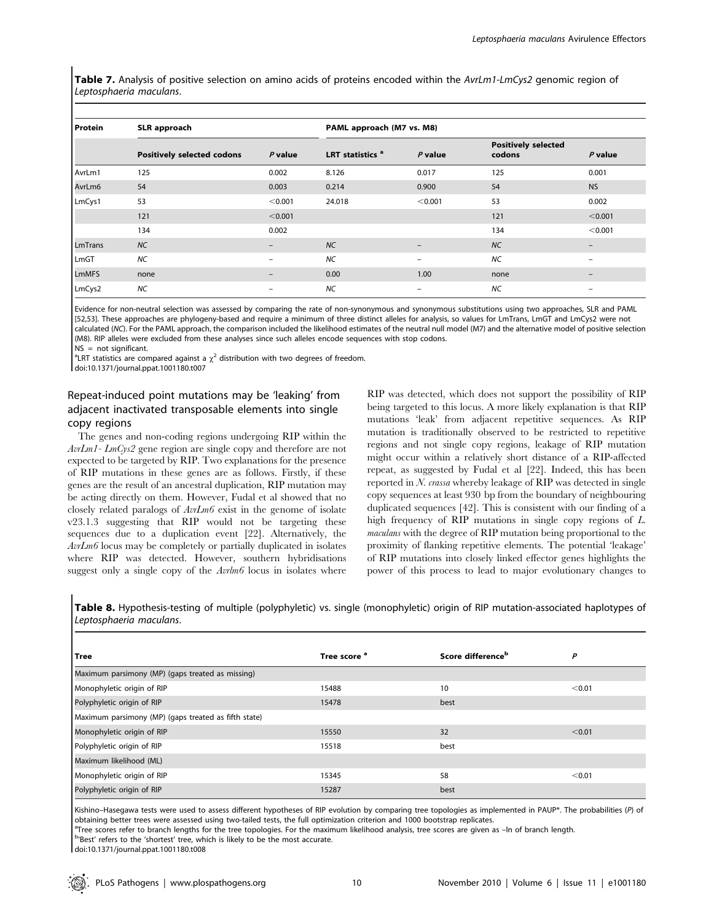**Table 7.** Analysis of positive selection on amino acids of proteins encoded within the *AvrLm1-LmCys2* genomic region of *Leptosphaeria maculans*.

| Protein | SLR approach | | PAML approach (M7 vs. M8) | | | |
|---|---|---|---|---|---|---|
| | Positively selected codons | *P* value | LRT statistics [a] | *P* value | Positively selected codons | *P* value |
| AvrLm1 | 125 | 0.002 | 8.126 | 0.017 | 125 | 0.001 |
| AvrLm6 | 54 | 0.003 | 0.214 | 0.900 | 54 | NS |
| LmCys1 | 53 | <0.001 | 24.018 | <0.001 | 53 | 0.002 |
| | 121 | <0.001 | | | 121 | <0.001 |
| | 134 | 0.002 | | | 134 | <0.001 |
| LmTrans | *NC* | – | *NC* | – | *NC* | – |
| LmGT | *NC* | – | *NC* | – | *NC* | – |
| LmMFS | none | – | 0.00 | 1.00 | none | – |
| LmCys2 | *NC* | – | *NC* | – | *NC* | – |

Evidence for non-neutral selection was assessed by comparing the rate of non-synonymous and synonymous substitutions using two approaches, SLR and PAML [52,53]. These approaches are phylogeny-based and require a minimum of three distinct alleles for analysis, so values for LmTrans, LmGT and LmCys2 were not calculated (*NC*). For the PAML approach, the comparison included the likelihood estimates of the neutral null model (M7) and the alternative model of positive selection (M8). RIP alleles were excluded from these analyses since such alleles encode sequences with stop codons.

NS = not significant.

[a]LRT statistics are compared against a $\chi^2$ distribution with two degrees of freedom.

doi:10.1371/journal.ppat.1001180.t007

## Repeat-induced point mutations may be 'leaking' from adjacent inactivated transposable elements into single copy regions

The genes and non-coding regions undergoing RIP within the *AvrLm1- LmCys2* gene region are single copy and therefore are not expected to be targeted by RIP. Two explanations for the presence of RIP mutations in these genes are as follows. Firstly, if these genes are the result of an ancestral duplication, RIP mutation may be acting directly on them. However, Fudal et al showed that no closely related paralogs of *AvrLm6* exist in the genome of isolate v23.1.3 suggesting that RIP would not be targeting these sequences due to a duplication event [22]. Alternatively, the *AvrLm6* locus may be completely or partially duplicated in isolates where RIP was detected. However, southern hybridisations suggest only a single copy of the *Avrlm6* locus in isolates where RIP was detected, which does not support the possibility of RIP being targeted to this locus. A more likely explanation is that RIP mutations 'leak' from adjacent repetitive sequences. As RIP mutation is traditionally observed to be restricted to repetitive regions and not single copy regions, leakage of RIP mutation might occur within a relatively short distance of a RIP-affected repeat, as suggested by Fudal et al [22]. Indeed, this has been reported in *N. crassa* whereby leakage of RIP was detected in single copy sequences at least 930 bp from the boundary of neighbouring duplicated sequences [42]. This is consistent with our finding of a high frequency of RIP mutations in single copy regions of *L. maculans* with the degree of RIP mutation being proportional to the proximity of flanking repetitive elements. The potential 'leakage' of RIP mutations into closely linked effector genes highlights the power of this process to lead to major evolutionary changes to

**Table 8.** Hypothesis-testing of multiple (polyphyletic) vs. single (monophyletic) origin of RIP mutation-associated haplotypes of *Leptosphaeria maculans*.

| Tree | Tree score [a] | Score difference[b] | *P* |
|---|---|---|---|
| Maximum parsimony (MP) (gaps treated as missing) | | | |
| Monophyletic origin of RIP | 15488 | 10 | <0.01 |
| Polyphyletic origin of RIP | 15478 | best | |
| Maximum parsimony (MP) (gaps treated as fifth state) | | | |
| Monophyletic origin of RIP | 15550 | 32 | <0.01 |
| Polyphyletic origin of RIP | 15518 | best | |
| Maximum likelihood (ML) | | | |
| Monophyletic origin of RIP | 15345 | 58 | <0.01 |
| Polyphyletic origin of RIP | 15287 | best | |

Kishino–Hasegawa tests were used to assess different hypotheses of RIP evolution by comparing tree topologies as implemented in PAUP*. The probabilities (*P*) of obtaining better trees were assessed using two-tailed tests, the full optimization criterion and 1000 bootstrap replicates.

[a]Tree scores refer to branch lengths for the tree topologies. For the maximum likelihood analysis, tree scores are given as –ln of branch length.

[b]'Best' refers to the 'shortest' tree, which is likely to be the most accurate.

doi:10.1371/journal.ppat.1001180.t008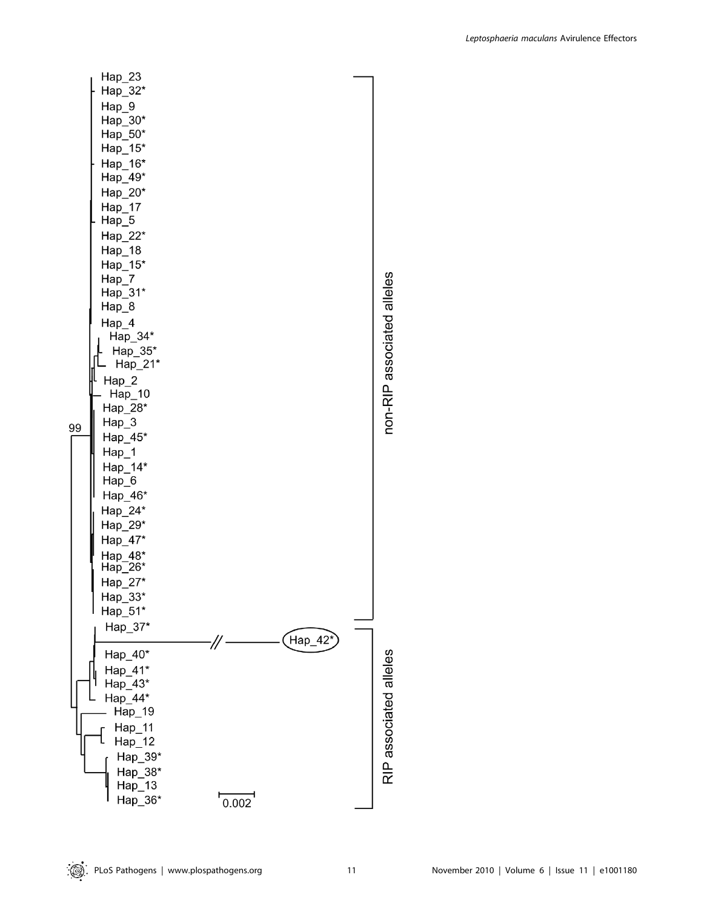Hap_23
Hap_32*
Hap_9
Hap_30*
Hap_50*
Hap_15*
Hap_16*
Hap_49*
Hap_20*
Hap_17
Hap_5
Hap_22*
Hap_18
Hap_15*
Hap_7
Hap_31*
Hap_8
Hap_4
Hap_34*
Hap_35*
Hap_21*
Hap_2
Hap_10
Hap_28*
Hap_3
Hap_45*
Hap_1
Hap_14*
Hap_6
Hap_46*
Hap_24*
Hap_29*
Hap_47*
Hap_48*
Hap_26*
Hap_27*
Hap_33*
Hap_51*
Hap_37*
Hap_42*
Hap_40*
Hap_41*
Hap_43*
Hap_44*
Hap_19
Hap_11
Hap_12
Hap_39*
Hap_38*
Hap_13
Hap_36*

99

0.002

non-RIP associated alleles

RIP associated alleles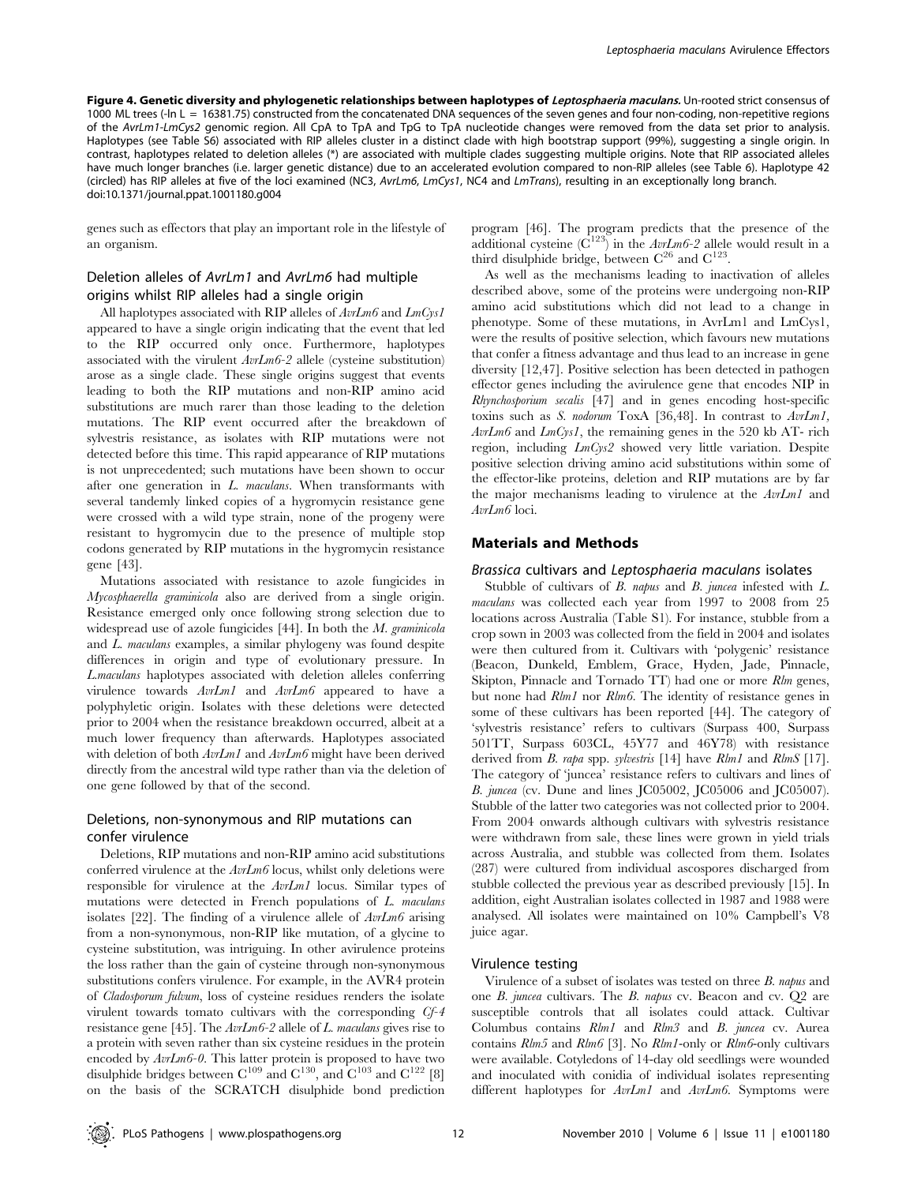**Figure 4. Genetic diversity and phylogenetic relationships between haplotypes of *Leptosphaeria maculans*.** Un-rooted strict consensus of 1000 ML trees (-ln L = 16381.75) constructed from the concatenated DNA sequences of the seven genes and four non-coding, non-repetitive regions of the *AvrLm1-LmCys2* genomic region. All CpA to TpA and TpG to TpA nucleotide changes were removed from the data set prior to analysis. Haplotypes (see Table S6) associated with RIP alleles cluster in a distinct clade with high bootstrap support (99%), suggesting a single origin. In contrast, haplotypes related to deletion alleles (*) are associated with multiple clades suggesting multiple origins. Note that RIP associated alleles have much longer branches (i.e. larger genetic distance) due to an accelerated evolution compared to non-RIP alleles (see Table 6). Haplotype 42 (circled) has RIP alleles at five of the loci examined (NC3, *AvrLm6*, *LmCys1*, NC4 and *LmTrans*), resulting in an exceptionally long branch.
doi:10.1371/journal.ppat.1001180.g004

genes such as effectors that play an important role in the lifestyle of an organism.

### Deletion alleles of *AvrLm1* and *AvrLm6* had multiple origins whilst RIP alleles had a single origin

All haplotypes associated with RIP alleles of *AvrLm6* and *LmCys1* appeared to have a single origin indicating that the event that led to the RIP occurred only once. Furthermore, haplotypes associated with the virulent *AvrLm6-2* allele (cysteine substitution) arose as a single clade. These single origins suggest that events leading to both the RIP mutations and non-RIP amino acid substitutions are much rarer than those leading to the deletion mutations. The RIP event occurred after the breakdown of sylvestris resistance, as isolates with RIP mutations were not detected before this time. This rapid appearance of RIP mutations is not unprecedented; such mutations have been shown to occur after one generation in *L. maculans*. When transformants with several tandemly linked copies of a hygromycin resistance gene were crossed with a wild type strain, none of the progeny were resistant to hygromycin due to the presence of multiple stop codons generated by RIP mutations in the hygromycin resistance gene [43].

Mutations associated with resistance to azole fungicides in *Mycosphaerella graminicola* also are derived from a single origin. Resistance emerged only once following strong selection due to widespread use of azole fungicides [44]. In both the *M. graminicola* and *L. maculans* examples, a similar phylogeny was found despite differences in origin and type of evolutionary pressure. In *L.maculans* haplotypes associated with deletion alleles conferring virulence towards *AvrLm1* and *AvrLm6* appeared to have a polyphyletic origin. Isolates with these deletions were detected prior to 2004 when the resistance breakdown occurred, albeit at a much lower frequency than afterwards. Haplotypes associated with deletion of both *AvrLm1* and *AvrLm6* might have been derived directly from the ancestral wild type rather than via the deletion of one gene followed by that of the second.

### Deletions, non-synonymous and RIP mutations can confer virulence

Deletions, RIP mutations and non-RIP amino acid substitutions conferred virulence at the *AvrLm6* locus, whilst only deletions were responsible for virulence at the *AvrLm1* locus. Similar types of mutations were detected in French populations of *L. maculans* isolates [22]. The finding of a virulence allele of *AvrLm6* arising from a non-synonymous, non-RIP like mutation, of a glycine to cysteine substitution, was intriguing. In other avirulence proteins the loss rather than the gain of cysteine through non-synonymous substitutions confers virulence. For example, in the AVR4 protein of *Cladosporum fulvum*, loss of cysteine residues renders the isolate virulent towards tomato cultivars with the corresponding *Cf-4* resistance gene [45]. The *AvrLm6-2* allele of *L. maculans* gives rise to a protein with seven rather than six cysteine residues in the protein encoded by *AvrLm6-0*. This latter protein is proposed to have two disulphide bridges between $C^{109}$ and $C^{130}$, and $C^{103}$ and $C^{122}$ [8] on the basis of the SCRATCH disulphide bond prediction program [46]. The program predicts that the presence of the additional cysteine ($C^{123}$) in the *AvrLm6-2* allele would result in a third disulphide bridge, between $C^{26}$ and $C^{123}$.

As well as the mechanisms leading to inactivation of alleles described above, some of the proteins were undergoing non-RIP amino acid substitutions which did not lead to a change in phenotype. Some of these mutations, in AvrLm1 and LmCys1, were the results of positive selection, which favours new mutations that confer a fitness advantage and thus lead to an increase in gene diversity [12,47]. Positive selection has been detected in pathogen effector genes including the avirulence gene that encodes NIP in *Rhynchosporium secalis* [47] and in genes encoding host-specific toxins such as *S. nodorum* ToxA [36,48]. In contrast to *AvrLm1*, *AvrLm6* and *LmCys1*, the remaining genes in the 520 kb AT- rich region, including *LmCys2* showed very little variation. Despite positive selection driving amino acid substitutions within some of the effector-like proteins, deletion and RIP mutations are by far the major mechanisms leading to virulence at the *AvrLm1* and *AvrLm6* loci.

## Materials and Methods

### *Brassica* cultivars and *Leptosphaeria maculans* isolates

Stubble of cultivars of *B. napus* and *B. juncea* infested with *L. maculans* was collected each year from 1997 to 2008 from 25 locations across Australia (Table S1). For instance, stubble from a crop sown in 2003 was collected from the field in 2004 and isolates were then cultured from it. Cultivars with 'polygenic' resistance (Beacon, Dunkeld, Emblem, Grace, Hyden, Jade, Pinnacle, Skipton, Pinnacle and Tornado TT) had one or more *Rlm* genes, but none had *Rlm1* nor *Rlm6*. The identity of resistance genes in some of these cultivars has been reported [44]. The category of 'sylvestris resistance' refers to cultivars (Surpass 400, Surpass 501TT, Surpass 603CL, 45Y77 and 46Y78) with resistance derived from *B. rapa* spp. *sylvestris* [14] have *Rlm1* and *RlmS* [17]. The category of 'juncea' resistance refers to cultivars and lines of *B. juncea* (cv. Dune and lines JC05002, JC05006 and JC05007). Stubble of the latter two categories was not collected prior to 2004. From 2004 onwards although cultivars with sylvestris resistance were withdrawn from sale, these lines were grown in yield trials across Australia, and stubble was collected from them. Isolates (287) were cultured from individual ascospores discharged from stubble collected the previous year as described previously [15]. In addition, eight Australian isolates collected in 1987 and 1988 were analysed. All isolates were maintained on 10% Campbell's V8 juice agar.

### Virulence testing

Virulence of a subset of isolates was tested on three *B. napus* and one *B. juncea* cultivars. The *B. napus* cv. Beacon and cv. Q2 are susceptible controls that all isolates could attack. Cultivar Columbus contains *Rlm1* and *Rlm3* and *B. juncea* cv. Aurea contains *Rlm5* and *Rlm6* [3]. No *Rlm1*-only or *Rlm6*-only cultivars were available. Cotyledons of 14-day old seedlings were wounded and inoculated with conidia of individual isolates representing different haplotypes for *AvrLm1* and *AvrLm6*. Symptoms were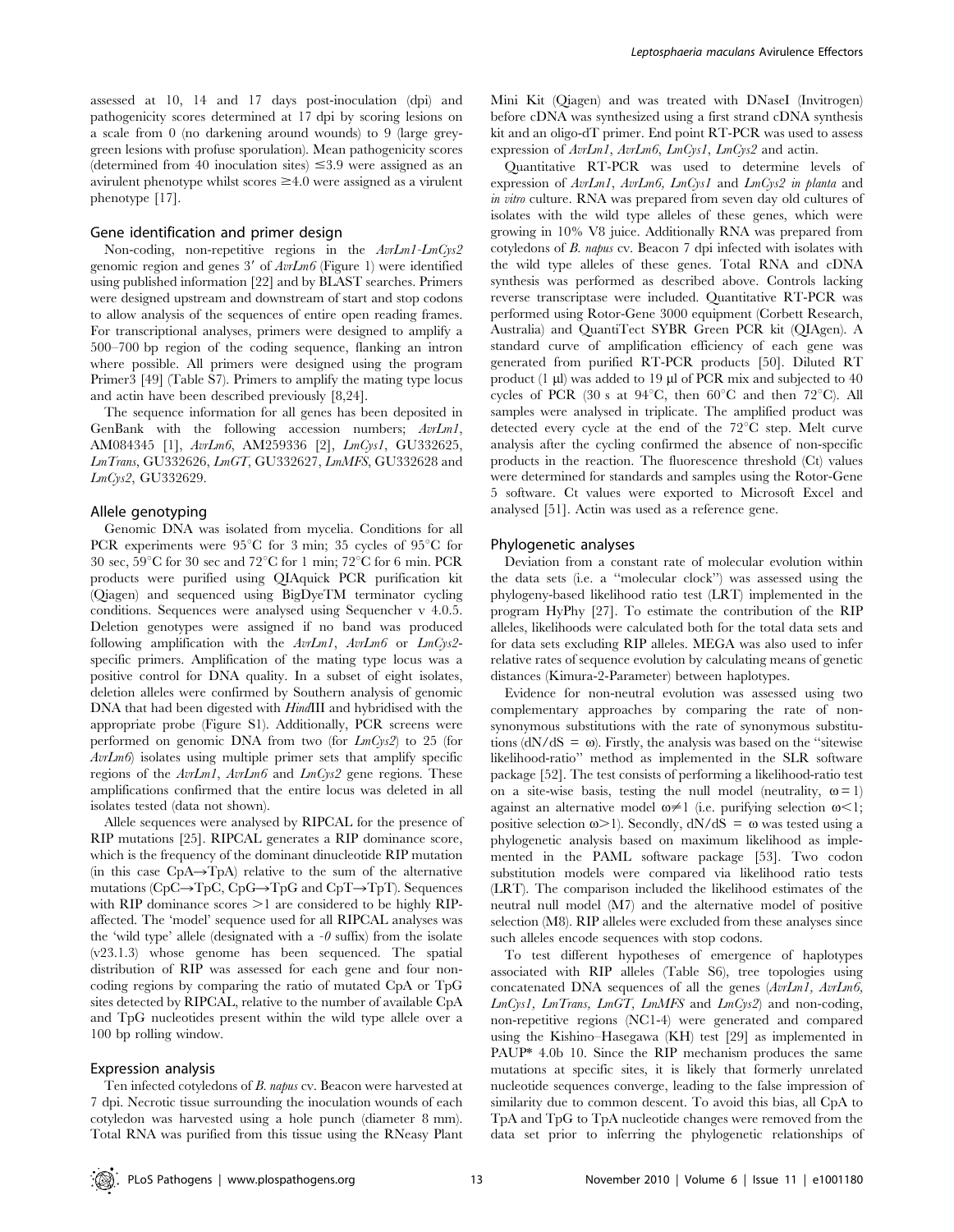assessed at 10, 14 and 17 days post-inoculation (dpi) and pathogenicity scores determined at 17 dpi by scoring lesions on a scale from 0 (no darkening around wounds) to 9 (large grey-green lesions with profuse sporulation). Mean pathogenicity scores (determined from 40 inoculation sites) ≤3.9 were assigned as an avirulent phenotype whilst scores ≥4.0 were assigned as a virulent phenotype [17].

### Gene identification and primer design

Non-coding, non-repetitive regions in the *AvrLm1-LmCys2* genomic region and genes 3′ of *AvrLm6* (Figure 1) were identified using published information [22] and by BLAST searches. Primers were designed upstream and downstream of start and stop codons to allow analysis of the sequences of entire open reading frames. For transcriptional analyses, primers were designed to amplify a 500–700 bp region of the coding sequence, flanking an intron where possible. All primers were designed using the program Primer3 [49] (Table S7). Primers to amplify the mating type locus and actin have been described previously [8,24].

The sequence information for all genes has been deposited in GenBank with the following accession numbers; *AvrLm1*, AM084345 [1], *AvrLm6*, AM259336 [2], *LmCys1*, GU332625, *LmTrans*, GU332626, *LmGT*, GU332627, *LmMFS*, GU332628 and *LmCys2*, GU332629.

### Allele genotyping

Genomic DNA was isolated from mycelia. Conditions for all PCR experiments were 95°C for 3 min; 35 cycles of 95°C for 30 sec, 59°C for 30 sec and 72°C for 1 min; 72°C for 6 min. PCR products were purified using QIAquick PCR purification kit (Qiagen) and sequenced using BigDyeTM terminator cycling conditions. Sequences were analysed using Sequencher v 4.0.5. Deletion genotypes were assigned if no band was produced following amplification with the *AvrLm1*, *AvrLm6* or *LmCys2*-specific primers. Amplification of the mating type locus was a positive control for DNA quality. In a subset of eight isolates, deletion alleles were confirmed by Southern analysis of genomic DNA that had been digested with *Hind*III and hybridised with the appropriate probe (Figure S1). Additionally, PCR screens were performed on genomic DNA from two (for *LmCys2*) to 25 (for *AvrLm6*) isolates using multiple primer sets that amplify specific regions of the *AvrLm1*, *AvrLm6* and *LmCys2* gene regions. These amplifications confirmed that the entire locus was deleted in all isolates tested (data not shown).

Allele sequences were analysed by RIPCAL for the presence of RIP mutations [25]. RIPCAL generates a RIP dominance score, which is the frequency of the dominant dinucleotide RIP mutation (in this case CpA→TpA) relative to the sum of the alternative mutations (CpC→TpC, CpG→TpG and CpT→TpT). Sequences with RIP dominance scores >1 are considered to be highly RIP-affected. The 'model' sequence used for all RIPCAL analyses was the 'wild type' allele (designated with a *-0* suffix) from the isolate (v23.1.3) whose genome has been sequenced. The spatial distribution of RIP was assessed for each gene and four non-coding regions by comparing the ratio of mutated CpA or TpG sites detected by RIPCAL, relative to the number of available CpA and TpG nucleotides present within the wild type allele over a 100 bp rolling window.

### Expression analysis

Ten infected cotyledons of *B. napus* cv. Beacon were harvested at 7 dpi. Necrotic tissue surrounding the inoculation wounds of each cotyledon was harvested using a hole punch (diameter 8 mm). Total RNA was purified from this tissue using the RNeasy Plant Mini Kit (Qiagen) and was treated with DNaseI (Invitrogen) before cDNA was synthesized using a first strand cDNA synthesis kit and an oligo-dT primer. End point RT-PCR was used to assess expression of *AvrLm1*, *AvrLm6*, *LmCys1*, *LmCys2* and actin.

Quantitative RT-PCR was used to determine levels of expression of *AvrLm1*, *AvrLm6*, *LmCys1* and *LmCys2* *in planta* and *in vitro* culture. RNA was prepared from seven day old cultures of isolates with the wild type alleles of these genes, which were growing in 10% V8 juice. Additionally RNA was prepared from cotyledons of *B. napus* cv. Beacon 7 dpi infected with isolates with the wild type alleles of these genes. Total RNA and cDNA synthesis was performed as described above. Controls lacking reverse transcriptase were included. Quantitative RT-PCR was performed using Rotor-Gene 3000 equipment (Corbett Research, Australia) and QuantiTect SYBR Green PCR kit (QIAgen). A standard curve of amplification efficiency of each gene was generated from purified RT-PCR products [50]. Diluted RT product (1 µl) was added to 19 µl of PCR mix and subjected to 40 cycles of PCR (30 s at 94°C, then 60°C and then 72°C). All samples were analysed in triplicate. The amplified product was detected every cycle at the end of the 72°C step. Melt curve analysis after the cycling confirmed the absence of non-specific products in the reaction. The fluorescence threshold (Ct) values were determined for standards and samples using the Rotor-Gene 5 software. Ct values were exported to Microsoft Excel and analysed [51]. Actin was used as a reference gene.

### Phylogenetic analyses

Deviation from a constant rate of molecular evolution within the data sets (i.e. a "molecular clock") was assessed using the phylogeny-based likelihood ratio test (LRT) implemented in the program HyPhy [27]. To estimate the contribution of the RIP alleles, likelihoods were calculated both for the total data sets and for data sets excluding RIP alleles. MEGA was also used to infer relative rates of sequence evolution by calculating means of genetic distances (Kimura-2-Parameter) between haplotypes.

Evidence for non-neutral evolution was assessed using two complementary approaches by comparing the rate of non-synonymous substitutions with the rate of synonymous substitutions ($dN/dS = \omega$). Firstly, the analysis was based on the "sitewise likelihood-ratio" method as implemented in the SLR software package [52]. The test consists of performing a likelihood-ratio test on a site-wise basis, testing the null model (neutrality, $\omega = 1$) against an alternative model $\omega \neq 1$ (i.e. purifying selection $\omega < 1$; positive selection $\omega > 1$). Secondly, $dN/dS = \omega$ was tested using a phylogenetic analysis based on maximum likelihood as implemented in the PAML software package [53]. Two codon substitution models were compared via likelihood ratio tests (LRT). The comparison included the likelihood estimates of the neutral null model (M7) and the alternative model of positive selection (M8). RIP alleles were excluded from these analyses since such alleles encode sequences with stop codons.

To test different hypotheses of emergence of haplotypes associated with RIP alleles (Table S6), tree topologies using concatenated DNA sequences of all the genes (*AvrLm1*, *AvrLm6*, *LmCys1*, *LmTrans*, *LmGT*, *LmMFS* and *LmCys2*) and non-coding, non-repetitive regions (NC1-4) were generated and compared using the Kishino–Hasegawa (KH) test [29] as implemented in PAUP* 4.0b 10. Since the RIP mechanism produces the same mutations at specific sites, it is likely that formerly unrelated nucleotide sequences converge, leading to the false impression of similarity due to common descent. To avoid this bias, all CpA to TpA and TpG to TpA nucleotide changes were removed from the data set prior to inferring the phylogenetic relationships of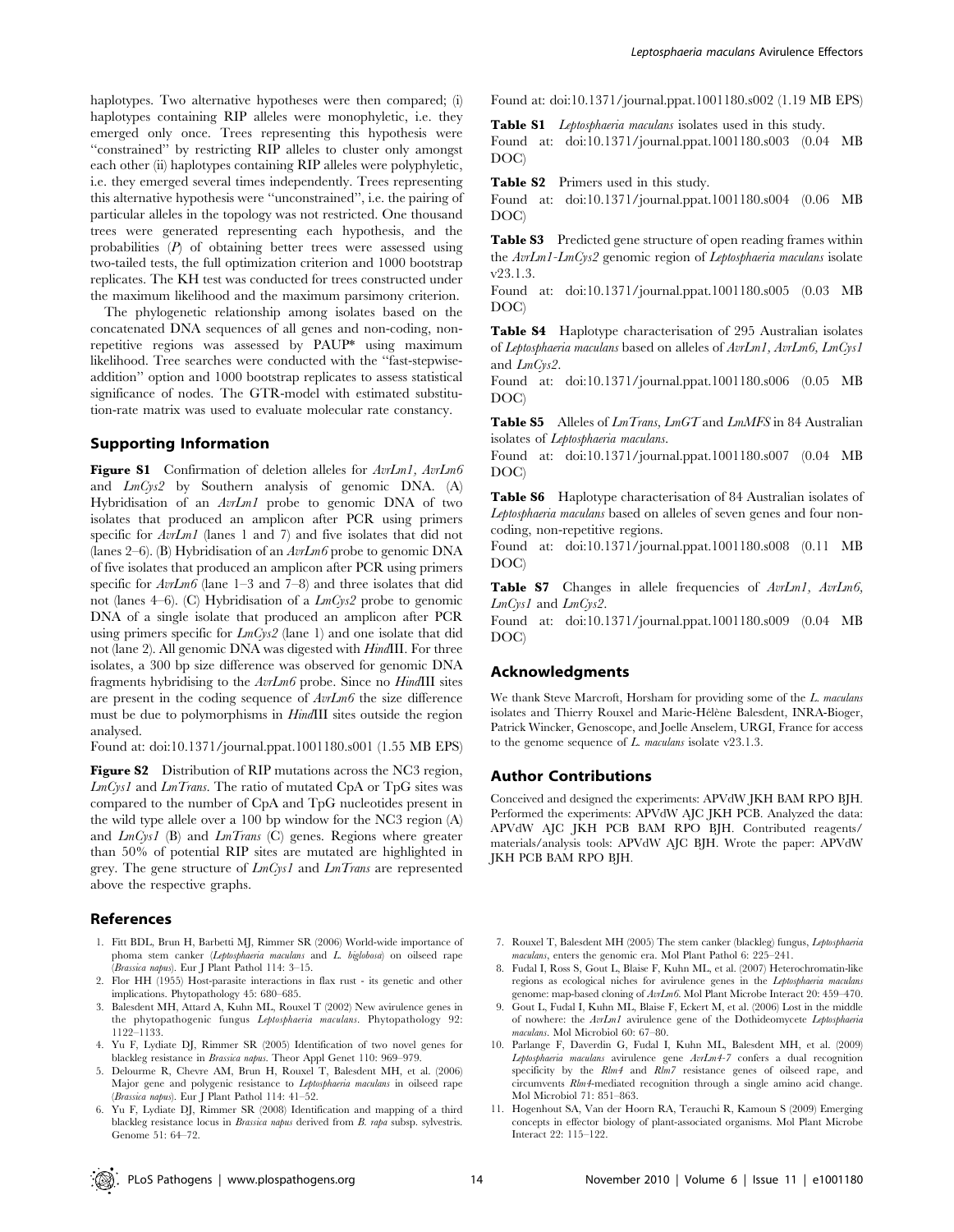haplotypes. Two alternative hypotheses were then compared; (i) haplotypes containing RIP alleles were monophyletic, i.e. they emerged only once. Trees representing this hypothesis were "constrained" by restricting RIP alleles to cluster only amongst each other (ii) haplotypes containing RIP alleles were polyphyletic, i.e. they emerged several times independently. Trees representing this alternative hypothesis were "unconstrained", i.e. the pairing of particular alleles in the topology was not restricted. One thousand trees were generated representing each hypothesis, and the probabilities ($P$) of obtaining better trees were assessed using two-tailed tests, the full optimization criterion and 1000 bootstrap replicates. The KH test was conducted for trees constructed under the maximum likelihood and the maximum parsimony criterion.

The phylogenetic relationship among isolates based on the concatenated DNA sequences of all genes and non-coding, non-repetitive regions was assessed by PAUP* using maximum likelihood. Tree searches were conducted with the "fast-stepwise-addition" option and 1000 bootstrap replicates to assess statistical significance of nodes. The GTR-model with estimated substitution-rate matrix was used to evaluate molecular rate constancy.

## Supporting Information

**Figure S1** Confirmation of deletion alleles for *AvrLm1*, *AvrLm6* and *LmCys2* by Southern analysis of genomic DNA. (A) Hybridisation of an *AvrLm1* probe to genomic DNA of two isolates that produced an amplicon after PCR using primers specific for *AvrLm1* (lanes 1 and 7) and five isolates that did not (lanes 2–6). (B) Hybridisation of an *AvrLm6* probe to genomic DNA of five isolates that produced an amplicon after PCR using primers specific for *AvrLm6* (lane 1–3 and 7–8) and three isolates that did not (lanes 4–6). (C) Hybridisation of a *LmCys2* probe to genomic DNA of a single isolate that produced an amplicon after PCR using primers specific for *LmCys2* (lane 1) and one isolate that did not (lane 2). All genomic DNA was digested with *Hin*dIII. For three isolates, a 300 bp size difference was observed for genomic DNA fragments hybridising to the *AvrLm6* probe. Since no *Hin*dIII sites are present in the coding sequence of *AvrLm6* the size difference must be due to polymorphisms in *Hin*dIII sites outside the region analysed.

Found at: doi:10.1371/journal.ppat.1001180.s001 (1.55 MB EPS)

**Figure S2** Distribution of RIP mutations across the NC3 region, *LmCys1* and *LmTrans*. The ratio of mutated CpA or TpG sites was compared to the number of CpA and TpG nucleotides present in the wild type allele over a 100 bp window for the NC3 region (A) and *LmCys1* (B) and *LmTrans* (C) genes. Regions where greater than 50% of potential RIP sites are mutated are highlighted in grey. The gene structure of *LmCys1* and *LmTrans* are represented above the respective graphs.

Found at: doi:10.1371/journal.ppat.1001180.s002 (1.19 MB EPS)

**Table S1** *Leptosphaeria maculans* isolates used in this study.

Found at: doi:10.1371/journal.ppat.1001180.s003 (0.04 MB DOC)

**Table S2** Primers used in this study.

Found at: doi:10.1371/journal.ppat.1001180.s004 (0.06 MB DOC)

**Table S3** Predicted gene structure of open reading frames within the *AvrLm1-LmCys2* genomic region of *Leptosphaeria maculans* isolate v23.1.3.

Found at: doi:10.1371/journal.ppat.1001180.s005 (0.03 MB DOC)

**Table S4** Haplotype characterisation of 295 Australian isolates of *Leptosphaeria maculans* based on alleles of *AvrLm1*, *AvrLm6*, *LmCys1* and *LmCys2*.

Found at: doi:10.1371/journal.ppat.1001180.s006 (0.05 MB DOC)

**Table S5** Alleles of *LmTrans*, *LmGT* and *LmMFS* in 84 Australian isolates of *Leptosphaeria maculans*.

Found at: doi:10.1371/journal.ppat.1001180.s007 (0.04 MB DOC)

**Table S6** Haplotype characterisation of 84 Australian isolates of *Leptosphaeria maculans* based on alleles of seven genes and four non-coding, non-repetitive regions.

Found at: doi:10.1371/journal.ppat.1001180.s008 (0.11 MB DOC)

**Table S7** Changes in allele frequencies of *AvrLm1*, *AvrLm6*, *LmCys1* and *LmCys2*.

Found at: doi:10.1371/journal.ppat.1001180.s009 (0.04 MB DOC)

## Acknowledgments

We thank Steve Marcroft, Horsham for providing some of the *L. maculans* isolates and Thierry Rouxel and Marie-Hélène Balesdent, INRA-Bioger, Patrick Wincker, Genoscope, and Joelle Anselem, URGI, France for access to the genome sequence of *L. maculans* isolate v23.1.3.

## Author Contributions

Conceived and designed the experiments: APVdW JKH BAM RPO BJH. Performed the experiments: APVdW AJC JKH PCB. Analyzed the data: APVdW AJC JKH PCB BAM RPO BJH. Contributed reagents/materials/analysis tools: APVdW AJC BJH. Wrote the paper: APVdW JKH PCB BAM RPO BJH.

## References

1. Fitt BDL, Brun H, Barbetti MJ, Rimmer SR (2006) World-wide importance of phoma stem canker (*Leptosphaeria maculans* and *L. biglobosa*) on oilseed rape (*Brassica napus*). Eur J Plant Pathol 114: 3–15.
2. Flor HH (1955) Host-parasite interactions in flax rust - its genetic and other implications. Phytopathology 45: 680–685.
3. Balesdent MH, Attard A, Kuhn ML, Rouxel T (2002) New avirulence genes in the phytopathogenic fungus *Leptosphaeria maculans*. Phytopathology 92: 1122–1133.
4. Yu F, Lydiate DJ, Rimmer SR (2005) Identification of two novel genes for blackleg resistance in *Brassica napus*. Theor Appl Genet 110: 969–979.
5. Delourme R, Chevre AM, Brun H, Rouxel T, Balesdent MH, et al. (2006) Major gene and polygenic resistance to *Leptosphaeria maculans* in oilseed rape (*Brassica napus*). Eur J Plant Pathol 114: 41–52.
6. Yu F, Lydiate DJ, Rimmer SR (2008) Identification and mapping of a third blackleg resistance locus in *Brassica napus* derived from *B. rapa* subsp. sylvestris. Genome 51: 64–72.
7. Rouxel T, Balesdent MH (2005) The stem canker (blackleg) fungus, *Leptosphaeria maculans*, enters the genomic era. Mol Plant Pathol 6: 225–241.
8. Fudal I, Ross S, Gout L, Blaise F, Kuhn ML, et al. (2007) Heterochromatin-like regions as ecological niches for avirulence genes in the *Leptosphaeria maculans* genome: map-based cloning of *AvrLm6*. Mol Plant Microbe Interact 20: 459–470.
9. Gout L, Fudal I, Kuhn ML, Blaise F, Eckert M, et al. (2006) Lost in the middle of nowhere: the *AvrLm1* avirulence gene of the Dothideomycete *Leptosphaeria maculans*. Mol Microbiol 60: 67–80.
10. Parlange F, Daverdin G, Fudal I, Kuhn ML, Balesdent MH, et al. (2009) *Leptosphaeria maculans* avirulence gene *AvrLm4-7* confers a dual recognition specificity by the *Rlm4* and *Rlm7* resistance genes of oilseed rape, and circumvents *Rlm4*-mediated recognition through a single amino acid change. Mol Microbiol 71: 851–863.
11. Hogenhout SA, Van der Hoorn RA, Terauchi R, Kamoun S (2009) Emerging concepts in effector biology of plant-associated organisms. Mol Plant Microbe Interact 22: 115–122.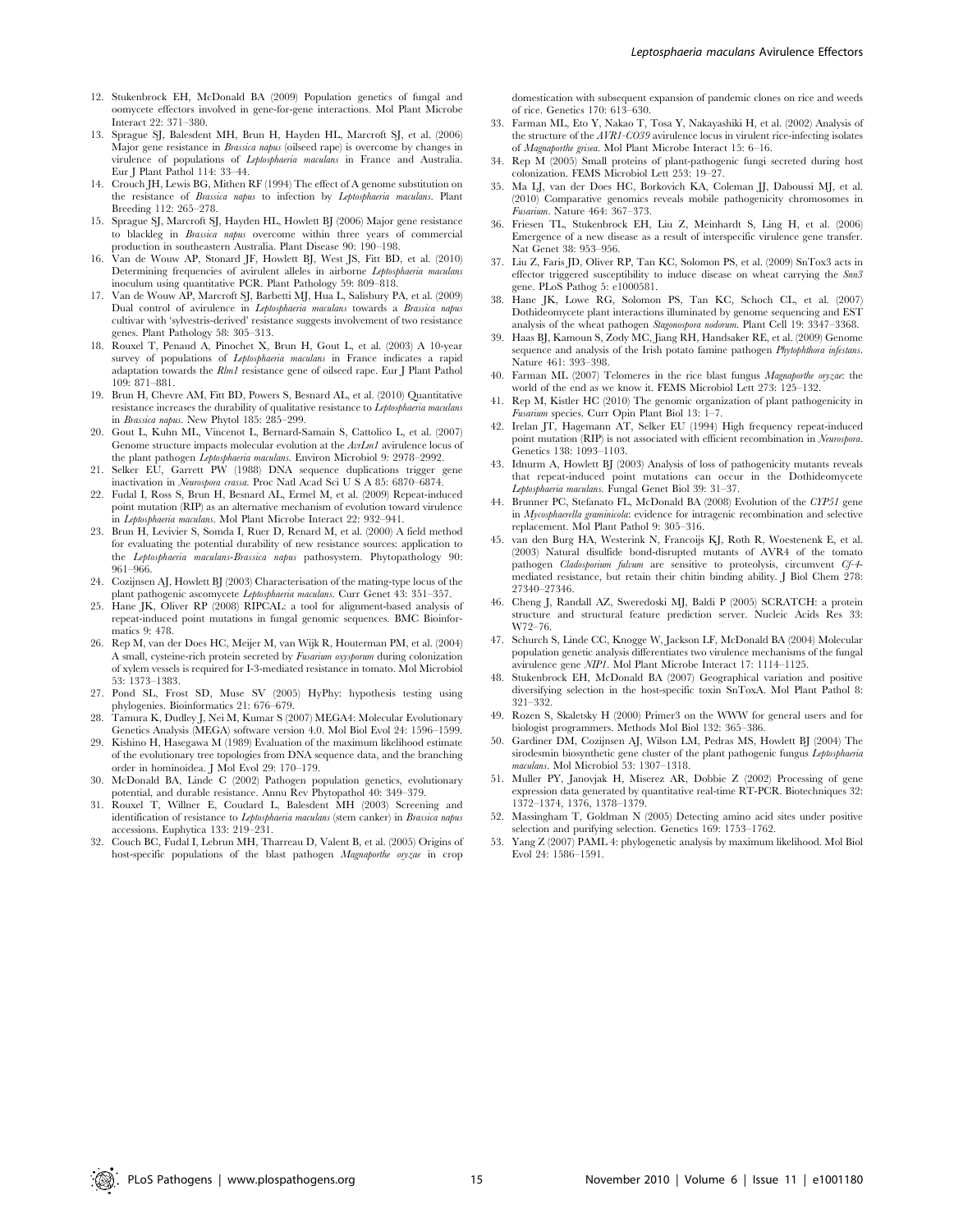12. Stukenbrock EH, McDonald BA (2009) Population genetics of fungal and oomycete effectors involved in gene-for-gene interactions. Mol Plant Microbe Interact 22: 371–380.
13. Sprague SJ, Balesdent MH, Brun H, Hayden HL, Marcroft SJ, et al. (2006) Major gene resistance in *Brassica napus* (oilseed rape) is overcome by changes in virulence of populations of *Leptosphaeria maculans* in France and Australia. Eur J Plant Pathol 114: 33–44.
14. Crouch JH, Lewis BG, Mithen RF (1994) The effect of A genome substitution on the resistance of *Brassica napus* to infection by *Leptosphaeria maculans*. Plant Breeding 112: 265–278.
15. Sprague SJ, Marcroft SJ, Hayden HL, Howlett BJ (2006) Major gene resistance to blackleg in *Brassica napus* overcome within three years of commercial production in southeastern Australia. Plant Disease 90: 190–198.
16. Van de Wouw AP, Stonard JF, Howlett BJ, West JS, Fitt BD, et al. (2010) Determining frequencies of avirulent alleles in airborne *Leptosphaeria maculans* inoculum using quantitative PCR. Plant Pathology 59: 809–818.
17. Van de Wouw AP, Marcroft SJ, Barbetti MJ, Hua L, Salisbury PA, et al. (2009) Dual control of avirulence in *Leptosphaeria maculans* towards a *Brassica napus* cultivar with 'sylvestris-derived' resistance suggests involvement of two resistance genes. Plant Pathology 58: 305–313.
18. Rouxel T, Penaud A, Pinochet X, Brun H, Gout L, et al. (2003) A 10-year survey of populations of *Leptosphaeria maculans* in France indicates a rapid adaptation towards the *Rlm1* resistance gene of oilseed rape. Eur J Plant Pathol 109: 871–881.
19. Brun H, Chevre AM, Fitt BD, Powers S, Besnard AL, et al. (2010) Quantitative resistance increases the durability of qualitative resistance to *Leptosphaeria maculans* in *Brassica napus*. New Phytol 185: 285–299.
20. Gout L, Kuhn ML, Vincenot L, Bernard-Samain S, Cattolico L, et al. (2007) Genome structure impacts molecular evolution at the *AvrLm1* avirulence locus of the plant pathogen *Leptosphaeria maculans*. Environ Microbiol 9: 2978–2992.
21. Selker EU, Garrett PW (1988) DNA sequence duplications trigger gene inactivation in *Neurospora crassa*. Proc Natl Acad Sci U S A 85: 6870–6874.
22. Fudal I, Ross S, Brun H, Besnard AL, Ermel M, et al. (2009) Repeat-induced point mutation (RIP) as an alternative mechanism of evolution toward virulence in *Leptosphaeria maculans*. Mol Plant Microbe Interact 22: 932–941.
23. Brun H, Levivier S, Somda I, Ruer D, Renard M, et al. (2000) A field method for evaluating the potential durability of new resistance sources: application to the *Leptosphaeria maculans-Brassica napus* pathosystem. Phytopathology 90: 961–966.
24. Cozijnsen AJ, Howlett BJ (2003) Characterisation of the mating-type locus of the plant pathogenic ascomycete *Leptosphaeria maculans*. Curr Genet 43: 351–357.
25. Hane JK, Oliver RP (2008) RIPCAL: a tool for alignment-based analysis of repeat-induced point mutations in fungal genomic sequences. BMC Bioinformatics 9: 478.
26. Rep M, van der Does HC, Meijer M, van Wijk R, Houterman PM, et al. (2004) A small, cysteine-rich protein secreted by *Fusarium oxysporum* during colonization of xylem vessels is required for I-3-mediated resistance in tomato. Mol Microbiol 53: 1373–1383.
27. Pond SL, Frost SD, Muse SV (2005) HyPhy: hypothesis testing using phylogenies. Bioinformatics 21: 676–679.
28. Tamura K, Dudley J, Nei M, Kumar S (2007) MEGA4: Molecular Evolutionary Genetics Analysis (MEGA) software version 4.0. Mol Biol Evol 24: 1596–1599.
29. Kishino H, Hasegawa M (1989) Evaluation of the maximum likelihood estimate of the evolutionary tree topologies from DNA sequence data, and the branching order in hominoidea. J Mol Evol 29: 170–179.
30. McDonald BA, Linde C (2002) Pathogen population genetics, evolutionary potential, and durable resistance. Annu Rev Phytopathol 40: 349–379.
31. Rouxel T, Willner E, Coudard L, Balesdent MH (2003) Screening and identification of resistance to *Leptosphaeria maculans* (stem canker) in *Brassica napus* accessions. Euphytica 133: 219–231.
32. Couch BC, Fudal I, Lebrun MH, Tharreau D, Valent B, et al. (2005) Origins of host-specific populations of the blast pathogen *Magnaporthe oryzae* in crop domestication with subsequent expansion of pandemic clones on rice and weeds of rice. Genetics 170: 613–630.
33. Farman ML, Eto Y, Nakao T, Tosa Y, Nakayashiki H, et al. (2002) Analysis of the structure of the *AVR1-CO39* avirulence locus in virulent rice-infecting isolates of *Magnaporthe grisea*. Mol Plant Microbe Interact 15: 6–16.
34. Rep M (2005) Small proteins of plant-pathogenic fungi secreted during host colonization. FEMS Microbiol Lett 253: 19–27.
35. Ma LJ, van der Does HC, Borkovich KA, Coleman JJ, Daboussi MJ, et al. (2010) Comparative genomics reveals mobile pathogenicity chromosomes in *Fusarium*. Nature 464: 367–373.
36. Friesen TL, Stukenbrock EH, Liu Z, Meinhardt S, Ling H, et al. (2006) Emergence of a new disease as a result of interspecific virulence gene transfer. Nat Genet 38: 953–956.
37. Liu Z, Faris JD, Oliver RP, Tan KC, Solomon PS, et al. (2009) SnTox3 acts in effector triggered susceptibility to induce disease on wheat carrying the *Snn3* gene. PLoS Pathog 5: e1000581.
38. Hane JK, Lowe RG, Solomon PS, Tan KC, Schoch CL, et al. (2007) Dothideomycete plant interactions illuminated by genome sequencing and EST analysis of the wheat pathogen *Stagonospora nodorum*. Plant Cell 19: 3347–3368.
39. Haas BJ, Kamoun S, Zody MC, Jiang RH, Handsaker RE, et al. (2009) Genome sequence and analysis of the Irish potato famine pathogen *Phytophthora infestans*. Nature 461: 393–398.
40. Farman ML (2007) Telomeres in the rice blast fungus *Magnaporthe oryzae*: the world of the end as we know it. FEMS Microbiol Lett 273: 125–132.
41. Rep M, Kistler HC (2010) The genomic organization of plant pathogenicity in *Fusarium* species. Curr Opin Plant Biol 13: 1–7.
42. Irelan JT, Hagemann AT, Selker EU (1994) High frequency repeat-induced point mutation (RIP) is not associated with efficient recombination in *Neurospora*. Genetics 138: 1093–1103.
43. Idnurm A, Howlett BJ (2003) Analysis of loss of pathogenicity mutants reveals that repeat-induced point mutations can occur in the Dothideomycete *Leptosphaeria maculans*. Fungal Genet Biol 39: 31–37.
44. Brunner PC, Stefanato FL, McDonald BA (2008) Evolution of the *CYP51* gene in *Mycosphaerella graminicola*: evidence for intragenic recombination and selective replacement. Mol Plant Pathol 9: 305–316.
45. van den Burg HA, Westerink N, Francoijs KJ, Roth R, Woestenenk E, et al. (2003) Natural disulfide bond-disrupted mutants of AVR4 of the tomato pathogen *Cladosporium fulvum* are sensitive to proteolysis, circumvent *Cf-4*-mediated resistance, but retain their chitin binding ability. J Biol Chem 278: 27340–27346.
46. Cheng J, Randall AZ, Sweredoski MJ, Baldi P (2005) SCRATCH: a protein structure and structural feature prediction server. Nucleic Acids Res 33: W72–76.
47. Schurch S, Linde CC, Knogge W, Jackson LF, McDonald BA (2004) Molecular population genetic analysis differentiates two virulence mechanisms of the fungal avirulence gene *NIP1*. Mol Plant Microbe Interact 17: 1114–1125.
48. Stukenbrock EH, McDonald BA (2007) Geographical variation and positive diversifying selection in the host-specific toxin SnToxA. Mol Plant Pathol 8: 321–332.
49. Rozen S, Skaletsky H (2000) Primer3 on the WWW for general users and for biologist programmers. Methods Mol Biol 132: 365–386.
50. Gardiner DM, Cozijnsen AJ, Wilson LM, Pedras MS, Howlett BJ (2004) The sirodesmin biosynthetic gene cluster of the plant pathogenic fungus *Leptosphaeria maculans*. Mol Microbiol 53: 1307–1318.
51. Muller PY, Janovjak H, Miserez AR, Dobbie Z (2002) Processing of gene expression data generated by quantitative real-time RT-PCR. Biotechniques 32: 1372–1374, 1376, 1378–1379.
52. Massingham T, Goldman N (2005) Detecting amino acid sites under positive selection and purifying selection. Genetics 169: 1753–1762.
53. Yang Z (2007) PAML 4: phylogenetic analysis by maximum likelihood. Mol Biol Evol 24: 1586–1591.